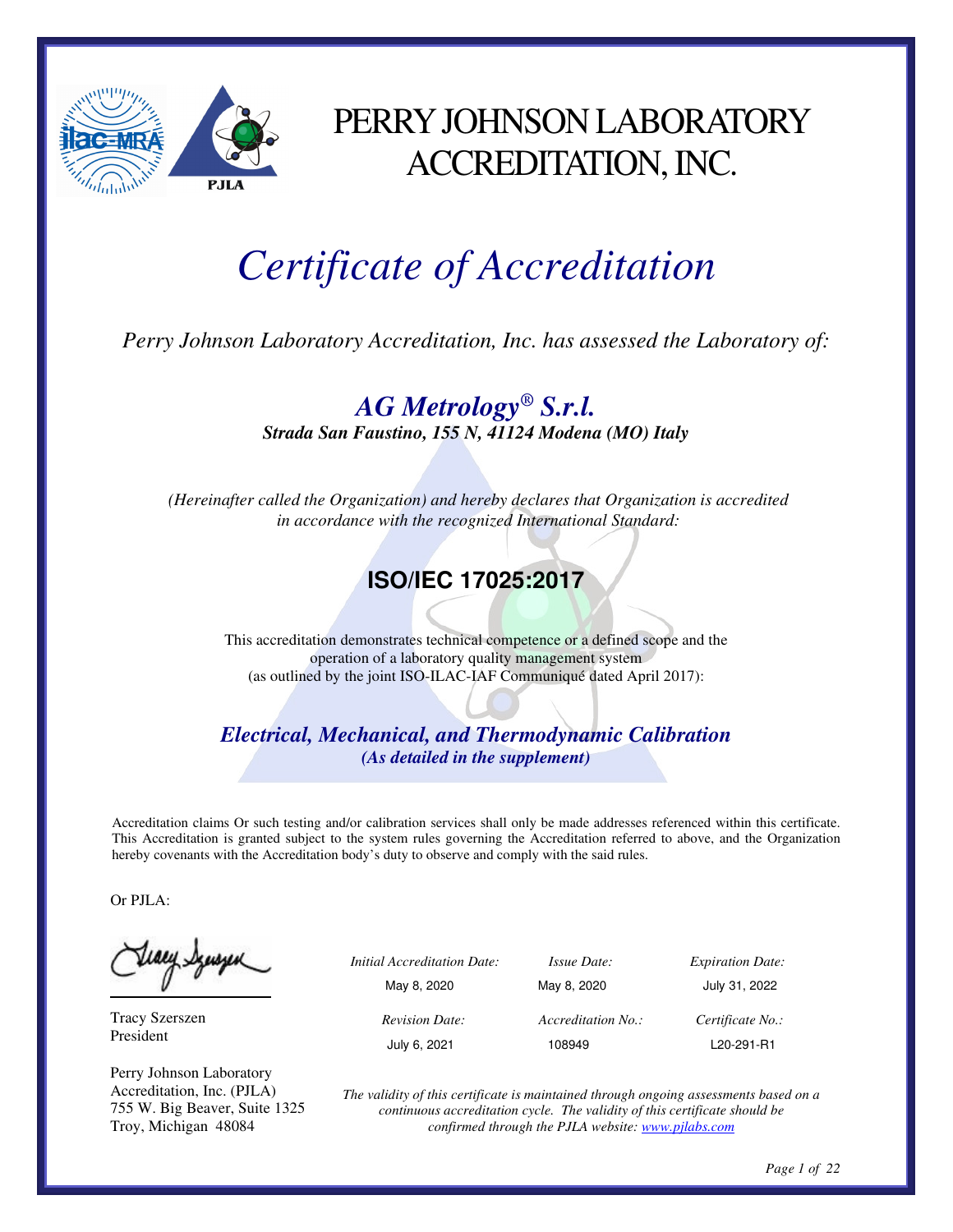# PERRY JOHNSON LABORATORY ACCREDITATION, INC.

# *Certificate of Accreditation*

*Perry Johnson Laboratory Accreditation, Inc. has assessed the Laboratory of:*

## *AG Metrology® S.r.l.*

***Strada San Faustino, 155 N, 41124 Modena (MO) Italy***

*(Hereinafter called the Organization) and hereby declares that Organization is accredited in accordance with the recognized International Standard:*

## ISO/IEC 17025:2017

This accreditation demonstrates technical competence or a defined scope and the operation of a laboratory quality management system (as outlined by the joint ISO-ILAC-IAF Communiqué dated April 2017):

### *Electrical, Mechanical, and Thermodynamic Calibration*

***(As detailed in the supplement)***

Accreditation claims Or such testing and/or calibration services shall only be made addresses referenced within this certificate. This Accreditation is granted subject to the system rules governing the Accreditation referred to above, and the Organization hereby covenants with the Accreditation body's duty to observe and comply with the said rules.

Or PJLA:

Tracy Szerszen
President

Perry Johnson Laboratory Accreditation, Inc. (PJLA)
755 W. Big Beaver, Suite 1325
Troy, Michigan 48084

| *Initial Accreditation Date:* | *Issue Date:* | *Expiration Date:* |
|---|---|---|
| May 8, 2020 | May 8, 2020 | July 31, 2022 |
| *Revision Date:* | *Accreditation No.:* | *Certificate No.:* |
| July 6, 2021 | 108949 | L20-291-R1 |

*The validity of this certificate is maintained through ongoing assessments based on a continuous accreditation cycle. The validity of this certificate should be confirmed through the PJLA website: www.pjlabs.com*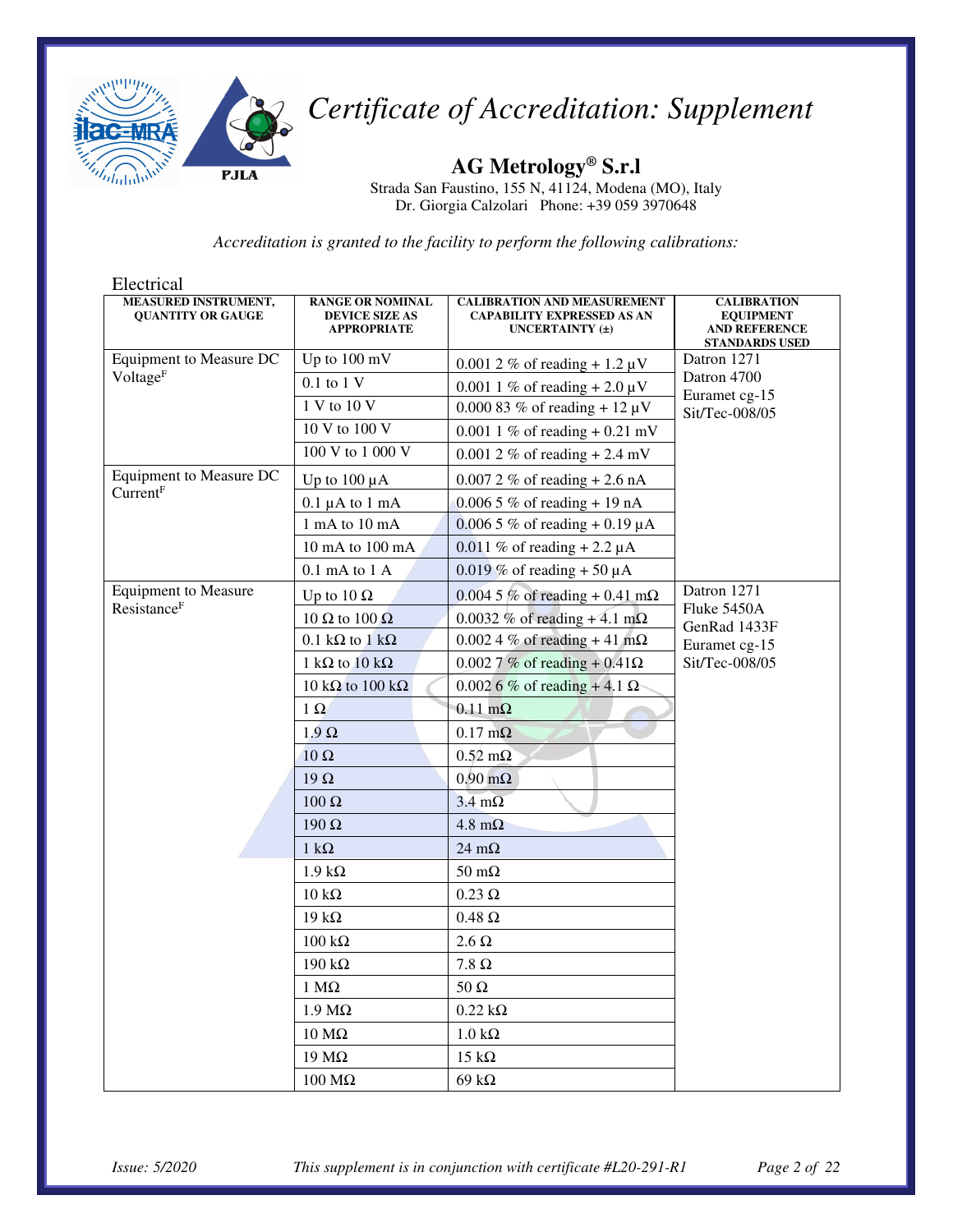# *Certificate of Accreditation: Supplement*

**AG Metrology® S.r.l**

Strada San Faustino, 155 N, 41124, Modena (MO), Italy
Dr. Giorgia Calzolari Phone: +39 059 3970648

*Accreditation is granted to the facility to perform the following calibrations:*

Electrical

| MEASURED INSTRUMENT, QUANTITY OR GAUGE | RANGE OR NOMINAL DEVICE SIZE AS APPROPRIATE | CALIBRATION AND MEASUREMENT CAPABILITY EXPRESSED AS AN UNCERTAINTY (±) | CALIBRATION EQUIPMENT AND REFERENCE STANDARDS USED |
|---|---|---|---|
| Equipment to Measure DC Voltage[F] | Up to 100 mV | 0.001 2 % of reading + 1.2 µV | Datron 1271<br>Datron 4700<br>Euramet cg-15<br>Sit/Tec-008/05 |
| | 0.1 to 1 V | 0.001 1 % of reading + 2.0 µV | |
| | 1 V to 10 V | 0.000 83 % of reading + 12 µV | |
| | 10 V to 100 V | 0.001 1 % of reading + 0.21 mV | |
| | 100 V to 1 000 V | 0.001 2 % of reading + 2.4 mV | |
| Equipment to Measure DC Current[F] | Up to 100 µA | 0.007 2 % of reading + 2.6 nA | |
| | 0.1 µA to 1 mA | 0.006 5 % of reading + 19 nA | |
| | 1 mA to 10 mA | 0.006 5 % of reading + 0.19 µA | |
| | 10 mA to 100 mA | 0.011 % of reading + 2.2 µA | |
| | 0.1 mA to 1 A | 0.019 % of reading + 50 µA | |
| Equipment to Measure Resistance[F] | Up to 10 Ω | 0.004 5 % of reading + 0.41 mΩ | Datron 1271<br>Fluke 5450A<br>GenRad 1433F<br>Euramet cg-15<br>Sit/Tec-008/05 |
| | 10 Ω to 100 Ω | 0.0032 % of reading + 4.1 mΩ | |
| | 0.1 kΩ to 1 kΩ | 0.002 4 % of reading + 41 mΩ | |
| | 1 kΩ to 10 kΩ | 0.002 7 % of reading + 0.41Ω | |
| | 10 kΩ to 100 kΩ | 0.002 6 % of reading + 4.1 Ω | |
| | 1 Ω | 0.11 mΩ | |
| | 1.9 Ω | 0.17 mΩ | |
| | 10 Ω | 0.52 mΩ | |
| | 19 Ω | 0.90 mΩ | |
| | 100 Ω | 3.4 mΩ | |
| | 190 Ω | 4.8 mΩ | |
| | 1 kΩ | 24 mΩ | |
| | 1.9 kΩ | 50 mΩ | |
| | 10 kΩ | 0.23 Ω | |
| | 19 kΩ | 0.48 Ω | |
| | 100 kΩ | 2.6 Ω | |
| | 190 kΩ | 7.8 Ω | |
| | 1 MΩ | 50 Ω | |
| | 1.9 MΩ | 0.22 kΩ | |
| | 10 MΩ | 1.0 kΩ | |
| | 19 MΩ | 15 kΩ | |
| | 100 MΩ | 69 kΩ | |

*Issue: 5/2020* *This supplement is in conjunction with certificate #L20-291-R1*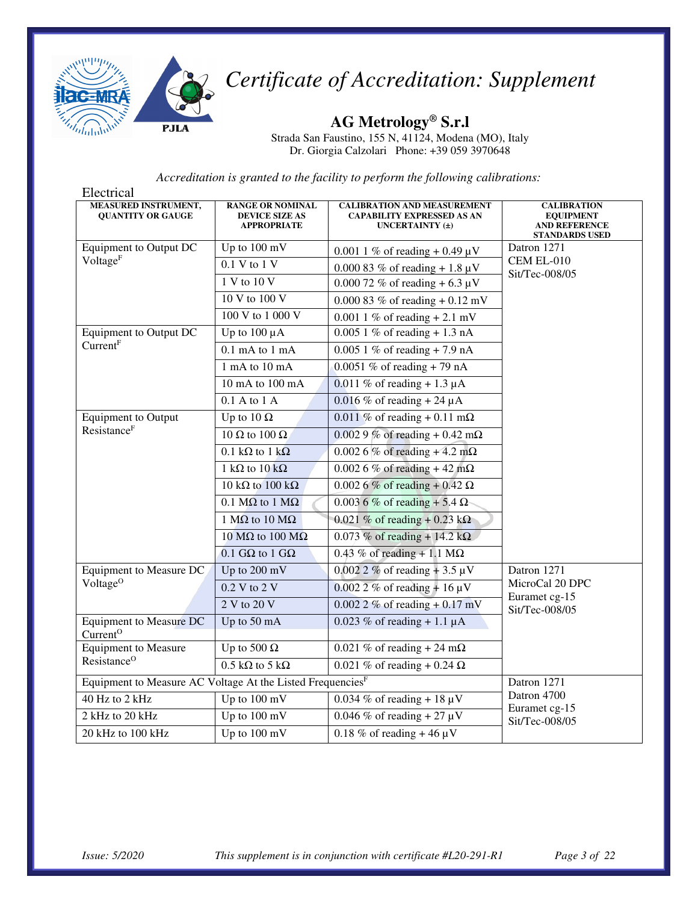# Certificate of Accreditation: Supplement

## AG Metrology® S.r.l

Strada San Faustino, 155 N, 41124, Modena (MO), Italy
Dr. Giorgia Calzolari Phone: +39 059 3970648

*Accreditation is granted to the facility to perform the following calibrations:*

Electrical

| MEASURED INSTRUMENT, QUANTITY OR GAUGE | RANGE OR NOMINAL DEVICE SIZE AS APPROPRIATE | CALIBRATION AND MEASUREMENT CAPABILITY EXPRESSED AS AN UNCERTAINTY (±) | CALIBRATION EQUIPMENT AND REFERENCE STANDARDS USED |
|---|---|---|---|
| Equipment to Output DC Voltage[F] | Up to 100 mV | 0.001 1 % of reading + 0.49 µV | Datron 1271<br>CEM EL-010<br>Sit/Tec-008/05 |
| | 0.1 V to 1 V | 0.000 83 % of reading + 1.8 µV | |
| | 1 V to 10 V | 0.000 72 % of reading + 6.3 µV | |
| | 10 V to 100 V | 0.000 83 % of reading + 0.12 mV | |
| | 100 V to 1 000 V | 0.001 1 % of reading + 2.1 mV | |
| Equipment to Output DC Current[F] | Up to 100 µA | 0.005 1 % of reading + 1.3 nA | |
| | 0.1 mA to 1 mA | 0.005 1 % of reading + 7.9 nA | |
| | 1 mA to 10 mA | 0.0051 % of reading + 79 nA | |
| | 10 mA to 100 mA | 0.011 % of reading + 1.3 µA | |
| | 0.1 A to 1 A | 0.016 % of reading + 24 µA | |
| Equipment to Output Resistance[F] | Up to 10 Ω | 0.011 % of reading + 0.11 mΩ | |
| | 10 Ω to 100 Ω | 0.002 9 % of reading + 0.42 mΩ | |
| | 0.1 kΩ to 1 kΩ | 0.002 6 % of reading + 4.2 mΩ | |
| | 1 kΩ to 10 kΩ | 0.002 6 % of reading + 42 mΩ | |
| | 10 kΩ to 100 kΩ | 0.002 6 % of reading + 0.42 Ω | |
| | 0.1 MΩ to 1 MΩ | 0.003 6 % of reading + 5.4 Ω | |
| | 1 MΩ to 10 MΩ | 0.021 % of reading + 0.23 kΩ | |
| | 10 MΩ to 100 MΩ | 0.073 % of reading + 14.2 kΩ | |
| | 0.1 GΩ to 1 GΩ | 0.43 % of reading + 1.1 MΩ | |
| Equipment to Measure DC Voltage[O] | Up to 200 mV | 0.002 2 % of reading + 3.5 µV | Datron 1271<br>MicroCal 20 DPC<br>Euramet cg-15<br>Sit/Tec-008/05 |
| | 0.2 V to 2 V | 0.002 2 % of reading + 16 µV | |
| | 2 V to 20 V | 0.002 2 % of reading + 0.17 mV | |
| Equipment to Measure DC Current[O] | Up to 50 mA | 0.023 % of reading + 1.1 µA | |
| Equipment to Measure Resistance[O] | Up to 500 Ω | 0.021 % of reading + 24 mΩ | |
| | 0.5 kΩ to 5 kΩ | 0.021 % of reading + 0.24 Ω | |
| Equipment to Measure AC Voltage At the Listed Frequencies[F] | | | Datron 1271<br>Datron 4700<br>Euramet cg-15<br>Sit/Tec-008/05 |
| 40 Hz to 2 kHz | Up to 100 mV | 0.034 % of reading + 18 µV | |
| 2 kHz to 20 kHz | Up to 100 mV | 0.046 % of reading + 27 µV | |
| 20 kHz to 100 kHz | Up to 100 mV | 0.18 % of reading + 46 µV | |

*Issue: 5/2020* *This supplement is in conjunction with certificate #L20-291-R1*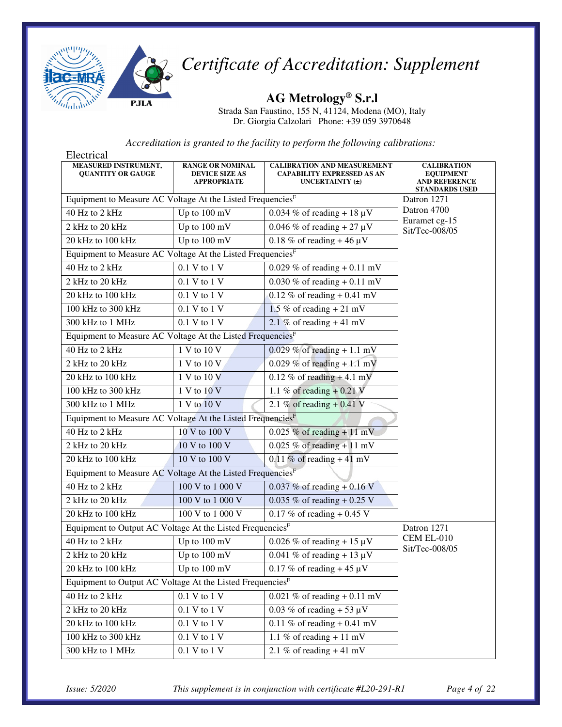# Certificate of Accreditation: Supplement

**AG Metrology® S.r.l**

Strada San Faustino, 155 N, 41124, Modena (MO), Italy
Dr. Giorgia Calzolari Phone: +39 059 3970648

*Accreditation is granted to the facility to perform the following calibrations:*

Electrical

| MEASURED INSTRUMENT, QUANTITY OR GAUGE | RANGE OR NOMINAL DEVICE SIZE AS APPROPRIATE | CALIBRATION AND MEASUREMENT CAPABILITY EXPRESSED AS AN UNCERTAINTY (±) | CALIBRATION EQUIPMENT AND REFERENCE STANDARDS USED |
|---|---|---|---|
| Equipment to Measure AC Voltage At the Listed Frequencies[F] | | | Datron 1271 Datron 4700 Euramet cg-15 Sit/Tec-008/05 |
| 40 Hz to 2 kHz | Up to 100 mV | 0.034 % of reading + 18 μV | |
| 2 kHz to 20 kHz | Up to 100 mV | 0.046 % of reading + 27 μV | |
| 20 kHz to 100 kHz | Up to 100 mV | 0.18 % of reading + 46 μV | |
| Equipment to Measure AC Voltage At the Listed Frequencies[F] | | | |
| 40 Hz to 2 kHz | 0.1 V to 1 V | 0.029 % of reading + 0.11 mV | |
| 2 kHz to 20 kHz | 0.1 V to 1 V | 0.030 % of reading + 0.11 mV | |
| 20 kHz to 100 kHz | 0.1 V to 1 V | 0.12 % of reading + 0.41 mV | |
| 100 kHz to 300 kHz | 0.1 V to 1 V | 1.5 % of reading + 21 mV | |
| 300 kHz to 1 MHz | 0.1 V to 1 V | 2.1 % of reading + 41 mV | |
| Equipment to Measure AC Voltage At the Listed Frequencies[F] | | | |
| 40 Hz to 2 kHz | 1 V to 10 V | 0.029 % of reading + 1.1 mV | |
| 2 kHz to 20 kHz | 1 V to 10 V | 0.029 % of reading + 1.1 mV | |
| 20 kHz to 100 kHz | 1 V to 10 V | 0.12 % of reading + 4.1 mV | |
| 100 kHz to 300 kHz | 1 V to 10 V | 1.1 % of reading + 0.21 V | |
| 300 kHz to 1 MHz | 1 V to 10 V | 2.1 % of reading + 0.41 V | |
| Equipment to Measure AC Voltage At the Listed Frequencies[F] | | | |
| 40 Hz to 2 kHz | 10 V to 100 V | 0.025 % of reading + 11 mV | |
| 2 kHz to 20 kHz | 10 V to 100 V | 0.025 % of reading + 11 mV | |
| 20 kHz to 100 kHz | 10 V to 100 V | 0.11 % of reading + 41 mV | |
| Equipment to Measure AC Voltage At the Listed Frequencies[F] | | | |
| 40 Hz to 2 kHz | 100 V to 1 000 V | 0.037 % of reading + 0.16 V | |
| 2 kHz to 20 kHz | 100 V to 1 000 V | 0.035 % of reading + 0.25 V | |
| 20 kHz to 100 kHz | 100 V to 1 000 V | 0.17 % of reading + 0.45 V | |
| Equipment to Output AC Voltage At the Listed Frequencies[F] | | | Datron 1271 CEM EL-010 Sit/Tec-008/05 |
| 40 Hz to 2 kHz | Up to 100 mV | 0.026 % of reading + 15 μV | |
| 2 kHz to 20 kHz | Up to 100 mV | 0.041 % of reading + 13 μV | |
| 20 kHz to 100 kHz | Up to 100 mV | 0.17 % of reading + 45 μV | |
| Equipment to Output AC Voltage At the Listed Frequencies[F] | | | |
| 40 Hz to 2 kHz | 0.1 V to 1 V | 0.021 % of reading + 0.11 mV | |
| 2 kHz to 20 kHz | 0.1 V to 1 V | 0.03 % of reading + 53 μV | |
| 20 kHz to 100 kHz | 0.1 V to 1 V | 0.11 % of reading + 0.41 mV | |
| 100 kHz to 300 kHz | 0.1 V to 1 V | 1.1 % of reading + 11 mV | |
| 300 kHz to 1 MHz | 0.1 V to 1 V | 2.1 % of reading + 41 mV | |

*Issue: 5/2020* *This supplement is in conjunction with certificate #L20-291-R1*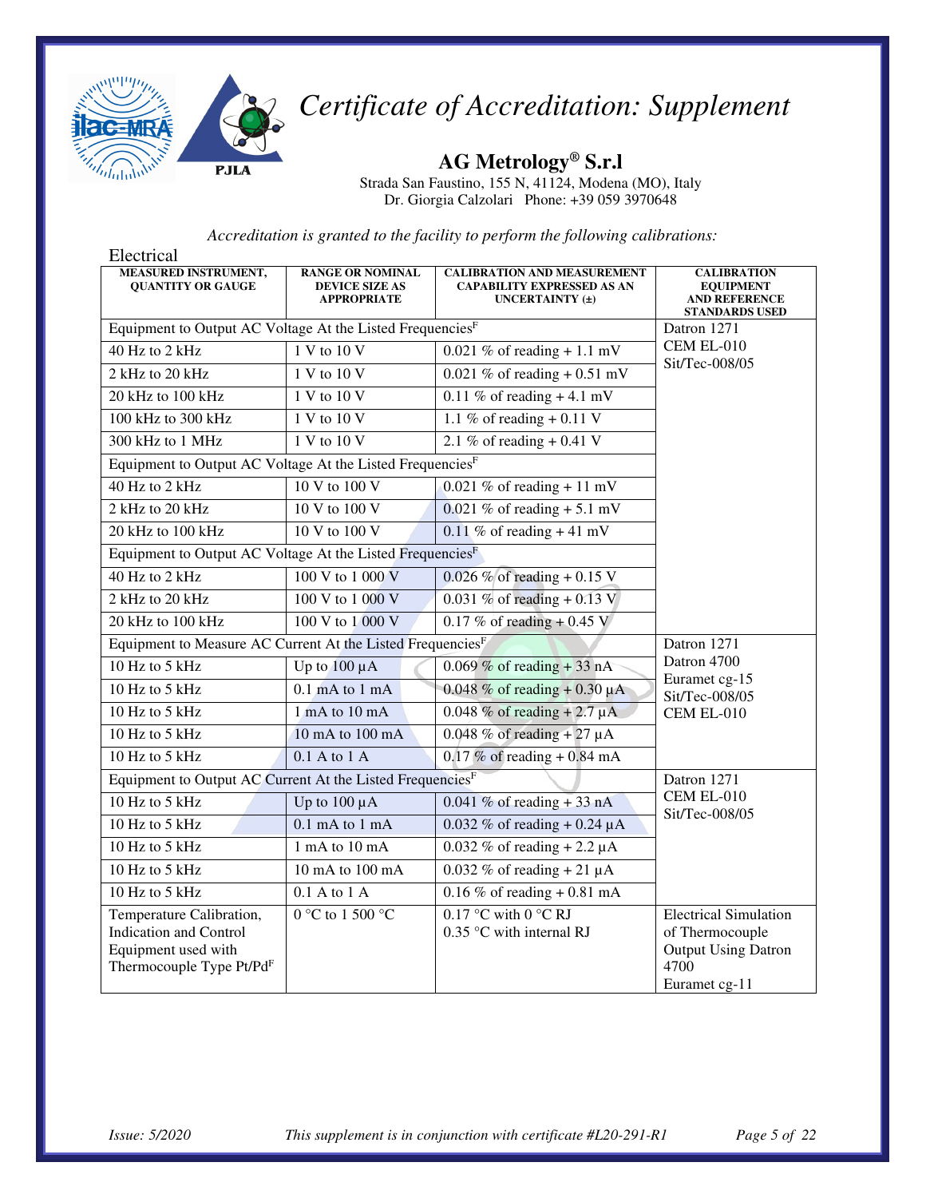# *Certificate of Accreditation: Supplement*

## AG Metrology® S.r.l

Strada San Faustino, 155 N, 41124, Modena (MO), Italy
Dr. Giorgia Calzolari Phone: +39 059 3970648

*Accreditation is granted to the facility to perform the following calibrations:*

Electrical

| MEASURED INSTRUMENT, QUANTITY OR GAUGE | RANGE OR NOMINAL DEVICE SIZE AS APPROPRIATE | CALIBRATION AND MEASUREMENT CAPABILITY EXPRESSED AS AN UNCERTAINTY (±) | CALIBRATION EQUIPMENT AND REFERENCE STANDARDS USED |
|---|---|---|---|
| Equipment to Output AC Voltage At the Listed Frequencies[F] | | | Datron 1271<br>CEM EL-010<br>Sit/Tec-008/05 |
| 40 Hz to 2 kHz | 1 V to 10 V | 0.021 % of reading + 1.1 mV | |
| 2 kHz to 20 kHz | 1 V to 10 V | 0.021 % of reading + 0.51 mV | |
| 20 kHz to 100 kHz | 1 V to 10 V | 0.11 % of reading + 4.1 mV | |
| 100 kHz to 300 kHz | 1 V to 10 V | 1.1 % of reading + 0.11 V | |
| 300 kHz to 1 MHz | 1 V to 10 V | 2.1 % of reading + 0.41 V | |
| Equipment to Output AC Voltage At the Listed Frequencies[F] | | | |
| 40 Hz to 2 kHz | 10 V to 100 V | 0.021 % of reading + 11 mV | |
| 2 kHz to 20 kHz | 10 V to 100 V | 0.021 % of reading + 5.1 mV | |
| 20 kHz to 100 kHz | 10 V to 100 V | 0.11 % of reading + 41 mV | |
| Equipment to Output AC Voltage At the Listed Frequencies[F] | | | |
| 40 Hz to 2 kHz | 100 V to 1 000 V | 0.026 % of reading + 0.15 V | |
| 2 kHz to 20 kHz | 100 V to 1 000 V | 0.031 % of reading + 0.13 V | |
| 20 kHz to 100 kHz | 100 V to 1 000 V | 0.17 % of reading + 0.45 V | |
| Equipment to Measure AC Current At the Listed Frequencies[F] | | | Datron 1271<br>Datron 4700<br>Euramet cg-15<br>Sit/Tec-008/05<br>CEM EL-010 |
| 10 Hz to 5 kHz | Up to 100 µA | 0.069 % of reading + 33 nA | |
| 10 Hz to 5 kHz | 0.1 mA to 1 mA | 0.048 % of reading + 0.30 µA | |
| 10 Hz to 5 kHz | 1 mA to 10 mA | 0.048 % of reading + 2.7 µA | |
| 10 Hz to 5 kHz | 10 mA to 100 mA | 0.048 % of reading + 27 µA | |
| 10 Hz to 5 kHz | 0.1 A to 1 A | 0.17 % of reading + 0.84 mA | |
| Equipment to Output AC Current At the Listed Frequencies[F] | | | Datron 1271<br>CEM EL-010<br>Sit/Tec-008/05 |
| 10 Hz to 5 kHz | Up to 100 µA | 0.041 % of reading + 33 nA | |
| 10 Hz to 5 kHz | 0.1 mA to 1 mA | 0.032 % of reading + 0.24 µA | |
| 10 Hz to 5 kHz | 1 mA to 10 mA | 0.032 % of reading + 2.2 µA | |
| 10 Hz to 5 kHz | 10 mA to 100 mA | 0.032 % of reading + 21 µA | |
| 10 Hz to 5 kHz | 0.1 A to 1 A | 0.16 % of reading + 0.81 mA | |
| Temperature Calibration, Indication and Control Equipment used with Thermocouple Type Pt/Pd[F] | 0 °C to 1 500 °C | 0.17 °C with 0 °C RJ<br>0.35 °C with internal RJ | Electrical Simulation of Thermocouple Output Using Datron 4700<br>Euramet cg-11 |

*Issue: 5/2020* *This supplement is in conjunction with certificate #L20-291-R1*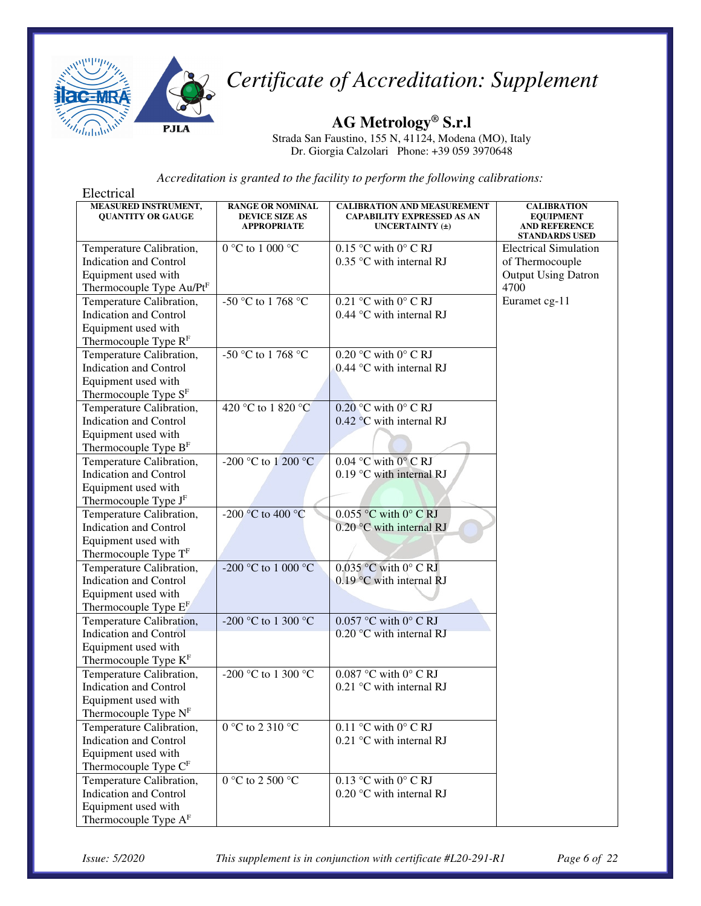# *Certificate of Accreditation: Supplement*

## AG Metrology® S.r.l

Strada San Faustino, 155 N, 41124, Modena (MO), Italy
Dr. Giorgia Calzolari Phone: +39 059 3970648

*Accreditation is granted to the facility to perform the following calibrations:*

Electrical

| MEASURED INSTRUMENT, QUANTITY OR GAUGE | RANGE OR NOMINAL DEVICE SIZE AS APPROPRIATE | CALIBRATION AND MEASUREMENT CAPABILITY EXPRESSED AS AN UNCERTAINTY (±) | CALIBRATION EQUIPMENT AND REFERENCE STANDARDS USED |
|---|---|---|---|
| Temperature Calibration, Indication and Control Equipment used with Thermocouple Type Au/Pt[F] | 0 °C to 1 000 °C | 0.15 °C with 0° C RJ<br>0.35 °C with internal RJ | Electrical Simulation of Thermocouple Output Using Datron 4700<br>Euramet cg-11 |
| Temperature Calibration, Indication and Control Equipment used with Thermocouple Type R[F] | -50 °C to 1 768 °C | 0.21 °C with 0° C RJ<br>0.44 °C with internal RJ | |
| Temperature Calibration, Indication and Control Equipment used with Thermocouple Type S[F] | -50 °C to 1 768 °C | 0.20 °C with 0° C RJ<br>0.44 °C with internal RJ | |
| Temperature Calibration, Indication and Control Equipment used with Thermocouple Type B[F] | 420 °C to 1 820 °C | 0.20 °C with 0° C RJ<br>0.42 °C with internal RJ | |
| Temperature Calibration, Indication and Control Equipment used with Thermocouple Type J[F] | -200 °C to 1 200 °C | 0.04 °C with 0° C RJ<br>0.19 °C with internal RJ | |
| Temperature Calibration, Indication and Control Equipment used with Thermocouple Type T[F] | -200 °C to 400 °C | 0.055 °C with 0° C RJ<br>0.20 °C with internal RJ | |
| Temperature Calibration, Indication and Control Equipment used with Thermocouple Type E[F] | -200 °C to 1 000 °C | 0.035 °C with 0° C RJ<br>0.19 °C with internal RJ | |
| Temperature Calibration, Indication and Control Equipment used with Thermocouple Type K[F] | -200 °C to 1 300 °C | 0.057 °C with 0° C RJ<br>0.20 °C with internal RJ | |
| Temperature Calibration, Indication and Control Equipment used with Thermocouple Type N[F] | -200 °C to 1 300 °C | 0.087 °C with 0° C RJ<br>0.21 °C with internal RJ | |
| Temperature Calibration, Indication and Control Equipment used with Thermocouple Type C[F] | 0 °C to 2 310 °C | 0.11 °C with 0° C RJ<br>0.21 °C with internal RJ | |
| Temperature Calibration, Indication and Control Equipment used with Thermocouple Type A[F] | 0 °C to 2 500 °C | 0.13 °C with 0° C RJ<br>0.20 °C with internal RJ | |

*Issue: 5/2020* *This supplement is in conjunction with certificate #L20-291-R1*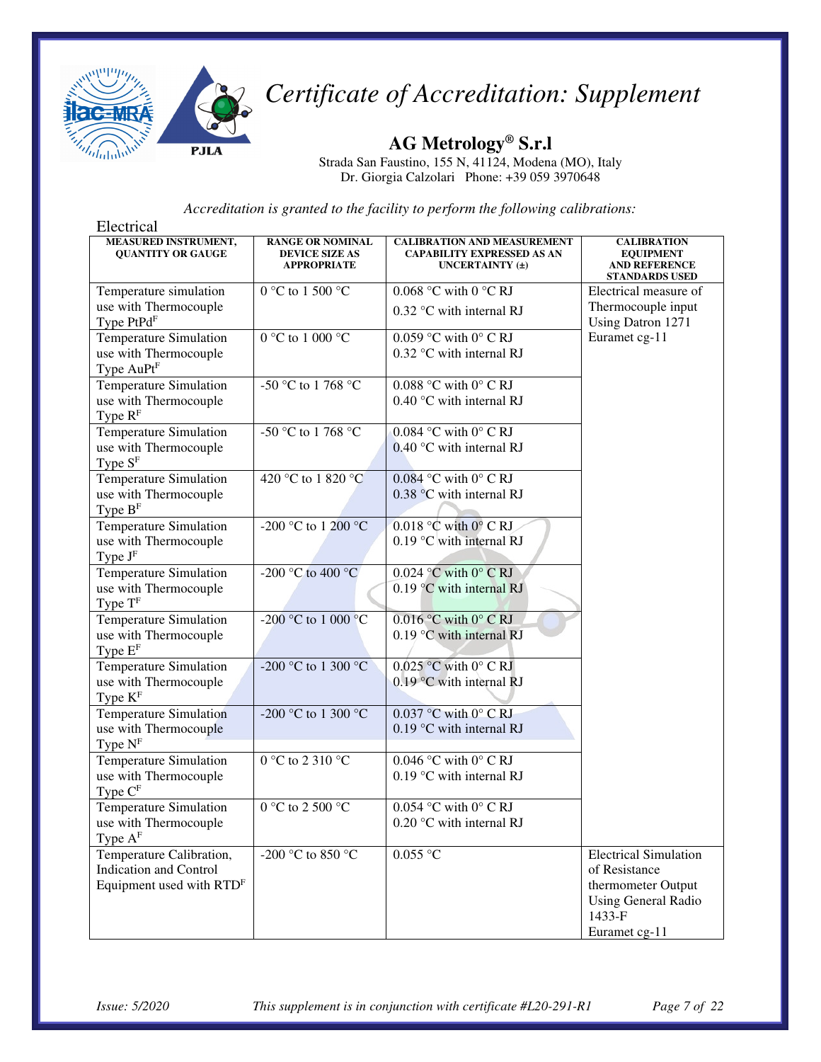# Certificate of Accreditation: Supplement

## AG Metrology® S.r.l

Strada San Faustino, 155 N, 41124, Modena (MO), Italy
Dr. Giorgia Calzolari Phone: +39 059 3970648

*Accreditation is granted to the facility to perform the following calibrations:*

Electrical

| MEASURED INSTRUMENT, QUANTITY OR GAUGE | RANGE OR NOMINAL DEVICE SIZE AS APPROPRIATE | CALIBRATION AND MEASUREMENT CAPABILITY EXPRESSED AS AN UNCERTAINTY (±) | CALIBRATION EQUIPMENT AND REFERENCE STANDARDS USED |
|---|---|---|---|
| Temperature simulation use with Thermocouple Type PtPd[F] | 0 °C to 1 500 °C | 0.068 °C with 0 °C RJ<br>0.32 °C with internal RJ | Electrical measure of Thermocouple input Using Datron 1271<br>Euramet cg-11 |
| Temperature Simulation use with Thermocouple Type AuPt[F] | 0 °C to 1 000 °C | 0.059 °C with 0° C RJ<br>0.32 °C with internal RJ | |
| Temperature Simulation use with Thermocouple Type R[F] | -50 °C to 1 768 °C | 0.088 °C with 0° C RJ<br>0.40 °C with internal RJ | |
| Temperature Simulation use with Thermocouple Type S[F] | -50 °C to 1 768 °C | 0.084 °C with 0° C RJ<br>0.40 °C with internal RJ | |
| Temperature Simulation use with Thermocouple Type B[F] | 420 °C to 1 820 °C | 0.084 °C with 0° C RJ<br>0.38 °C with internal RJ | |
| Temperature Simulation use with Thermocouple Type J[F] | -200 °C to 1 200 °C | 0.018 °C with 0° C RJ<br>0.19 °C with internal RJ | |
| Temperature Simulation use with Thermocouple Type T[F] | -200 °C to 400 °C | 0.024 °C with 0° C RJ<br>0.19 °C with internal RJ | |
| Temperature Simulation use with Thermocouple Type E[F] | -200 °C to 1 000 °C | 0.016 °C with 0° C RJ<br>0.19 °C with internal RJ | |
| Temperature Simulation use with Thermocouple Type K[F] | -200 °C to 1 300 °C | 0.025 °C with 0° C RJ<br>0.19 °C with internal RJ | |
| Temperature Simulation use with Thermocouple Type N[F] | -200 °C to 1 300 °C | 0.037 °C with 0° C RJ<br>0.19 °C with internal RJ | |
| Temperature Simulation use with Thermocouple Type C[F] | 0 °C to 2 310 °C | 0.046 °C with 0° C RJ<br>0.19 °C with internal RJ | |
| Temperature Simulation use with Thermocouple Type A[F] | 0 °C to 2 500 °C | 0.054 °C with 0° C RJ<br>0.20 °C with internal RJ | |
| Temperature Calibration, Indication and Control Equipment used with RTD[F] | -200 °C to 850 °C | 0.055 °C | Electrical Simulation of Resistance thermometer Output Using General Radio 1433-F<br>Euramet cg-11 |

*Issue: 5/2020* *This supplement is in conjunction with certificate #L20-291-R1*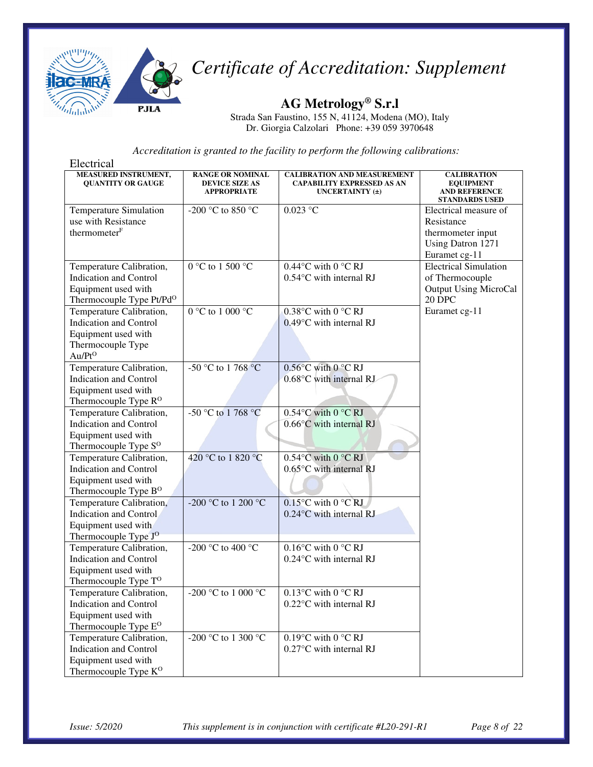# Certificate of Accreditation: Supplement

## AG Metrology® S.r.l

Strada San Faustino, 155 N, 41124, Modena (MO), Italy
Dr. Giorgia Calzolari Phone: +39 059 3970648

*Accreditation is granted to the facility to perform the following calibrations:*

Electrical

| MEASURED INSTRUMENT, QUANTITY OR GAUGE | RANGE OR NOMINAL DEVICE SIZE AS APPROPRIATE | CALIBRATION AND MEASUREMENT CAPABILITY EXPRESSED AS AN UNCERTAINTY (±) | CALIBRATION EQUIPMENT AND REFERENCE STANDARDS USED |
|---|---|---|---|
| Temperature Simulation use with Resistance thermometer[F] | -200 °C to 850 °C | 0.023 °C | Electrical measure of Resistance thermometer input Using Datron 1271 Euramet cg-11 |
| Temperature Calibration, Indication and Control Equipment used with Thermocouple Type Pt/Pd[O] | 0 °C to 1 500 °C | 0.44°C with 0 °C RJ<br>0.54°C with internal RJ | Electrical Simulation of Thermocouple Output Using MicroCal 20 DPC<br>Euramet cg-11 |
| Temperature Calibration, Indication and Control Equipment used with Thermocouple Type Au/Pt[O] | 0 °C to 1 000 °C | 0.38°C with 0 °C RJ<br>0.49°C with internal RJ | |
| Temperature Calibration, Indication and Control Equipment used with Thermocouple Type R[O] | -50 °C to 1 768 °C | 0.56°C with 0 °C RJ<br>0.68°C with internal RJ | |
| Temperature Calibration, Indication and Control Equipment used with Thermocouple Type S[O] | -50 °C to 1 768 °C | 0.54°C with 0 °C RJ<br>0.66°C with internal RJ | |
| Temperature Calibration, Indication and Control Equipment used with Thermocouple Type B[O] | 420 °C to 1 820 °C | 0.54°C with 0 °C RJ<br>0.65°C with internal RJ | |
| Temperature Calibration, Indication and Control Equipment used with Thermocouple Type J[O] | -200 °C to 1 200 °C | 0.15°C with 0 °C RJ<br>0.24°C with internal RJ | |
| Temperature Calibration, Indication and Control Equipment used with Thermocouple Type T[O] | -200 °C to 400 °C | 0.16°C with 0 °C RJ<br>0.24°C with internal RJ | |
| Temperature Calibration, Indication and Control Equipment used with Thermocouple Type E[O] | -200 °C to 1 000 °C | 0.13°C with 0 °C RJ<br>0.22°C with internal RJ | |
| Temperature Calibration, Indication and Control Equipment used with Thermocouple Type K[O] | -200 °C to 1 300 °C | 0.19°C with 0 °C RJ<br>0.27°C with internal RJ | |

*Issue: 5/2020* *This supplement is in conjunction with certificate #L20-291-R1*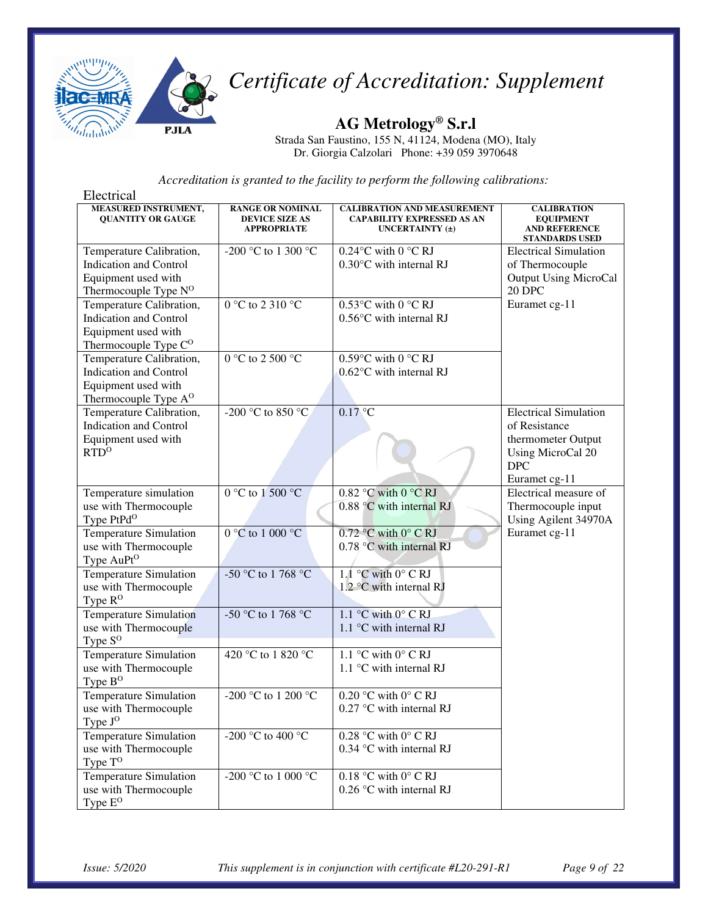# Certificate of Accreditation: Supplement

**AG Metrology® S.r.l**

Strada San Faustino, 155 N, 41124, Modena (MO), Italy
Dr. Giorgia Calzolari Phone: +39 059 3970648

*Accreditation is granted to the facility to perform the following calibrations:*

Electrical

| MEASURED INSTRUMENT, QUANTITY OR GAUGE | RANGE OR NOMINAL DEVICE SIZE AS APPROPRIATE | CALIBRATION AND MEASUREMENT CAPABILITY EXPRESSED AS AN UNCERTAINTY (±) | CALIBRATION EQUIPMENT AND REFERENCE STANDARDS USED |
|---|---|---|---|
| Temperature Calibration, Indication and Control Equipment used with Thermocouple Type N[O] | -200 °C to 1 300 °C | 0.24°C with 0 °C RJ<br>0.30°C with internal RJ | Electrical Simulation of Thermocouple Output Using MicroCal 20 DPC<br>Euramet cg-11 |
| Temperature Calibration, Indication and Control Equipment used with Thermocouple Type C[O] | 0 °C to 2 310 °C | 0.53°C with 0 °C RJ<br>0.56°C with internal RJ | |
| Temperature Calibration, Indication and Control Equipment used with Thermocouple Type A[O] | 0 °C to 2 500 °C | 0.59°C with 0 °C RJ<br>0.62°C with internal RJ | |
| Temperature Calibration, Indication and Control Equipment used with RTD[O] | -200 °C to 850 °C | 0.17 °C | Electrical Simulation of Resistance thermometer Output Using MicroCal 20 DPC<br>Euramet cg-11 |
| Temperature simulation use with Thermocouple Type PtPd[O] | 0 °C to 1 500 °C | 0.82 °C with 0 °C RJ<br>0.88 °C with internal RJ | Electrical measure of Thermocouple input Using Agilent 34970A<br>Euramet cg-11 |
| Temperature Simulation use with Thermocouple Type AuPt[O] | 0 °C to 1 000 °C | 0.72 °C with 0° C RJ<br>0.78 °C with internal RJ | |
| Temperature Simulation use with Thermocouple Type R[O] | -50 °C to 1 768 °C | 1.1 °C with 0° C RJ<br>1.2 °C with internal RJ | |
| Temperature Simulation use with Thermocouple Type S[O] | -50 °C to 1 768 °C | 1.1 °C with 0° C RJ<br>1.1 °C with internal RJ | |
| Temperature Simulation use with Thermocouple Type B[O] | 420 °C to 1 820 °C | 1.1 °C with 0° C RJ<br>1.1 °C with internal RJ | |
| Temperature Simulation use with Thermocouple Type J[O] | -200 °C to 1 200 °C | 0.20 °C with 0° C RJ<br>0.27 °C with internal RJ | |
| Temperature Simulation use with Thermocouple Type T[O] | -200 °C to 400 °C | 0.28 °C with 0° C RJ<br>0.34 °C with internal RJ | |
| Temperature Simulation use with Thermocouple Type E[O] | -200 °C to 1 000 °C | 0.18 °C with 0° C RJ<br>0.26 °C with internal RJ | |

*Issue: 5/2020* *This supplement is in conjunction with certificate #L20-291-R1*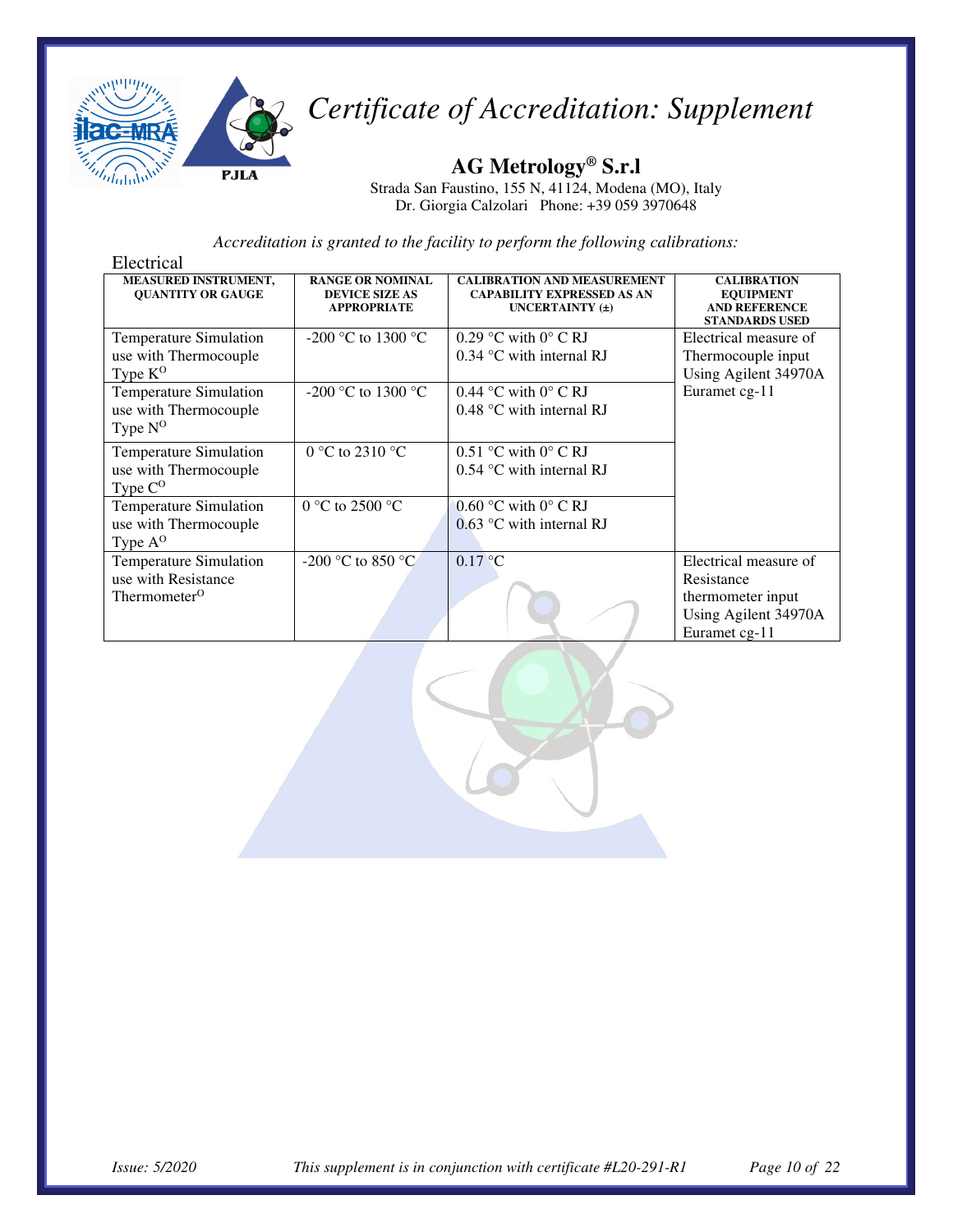# *Certificate of Accreditation: Supplement*

**AG Metrology® S.r.l**

Strada San Faustino, 155 N, 41124, Modena (MO), Italy
Dr. Giorgia Calzolari Phone: +39 059 3970648

*Accreditation is granted to the facility to perform the following calibrations:*

Electrical

| MEASURED INSTRUMENT, QUANTITY OR GAUGE | RANGE OR NOMINAL DEVICE SIZE AS APPROPRIATE | CALIBRATION AND MEASUREMENT CAPABILITY EXPRESSED AS AN UNCERTAINTY (±) | CALIBRATION EQUIPMENT AND REFERENCE STANDARDS USED |
|---|---|---|---|
| Temperature Simulation use with Thermocouple Type K[O] | -200 °C to 1300 °C | 0.29 °C with 0° C RJ<br>0.34 °C with internal RJ | Electrical measure of Thermocouple input Using Agilent 34970A Euramet cg-11 |
| Temperature Simulation use with Thermocouple Type N[O] | -200 °C to 1300 °C | 0.44 °C with 0° C RJ<br>0.48 °C with internal RJ | |
| Temperature Simulation use with Thermocouple Type C[O] | 0 °C to 2310 °C | 0.51 °C with 0° C RJ<br>0.54 °C with internal RJ | |
| Temperature Simulation use with Thermocouple Type A[O] | 0 °C to 2500 °C | 0.60 °C with 0° C RJ<br>0.63 °C with internal RJ | |
| Temperature Simulation use with Resistance Thermometer[O] | -200 °C to 850 °C | 0.17 °C | Electrical measure of Resistance thermometer input Using Agilent 34970A Euramet cg-11 |

*Issue: 5/2020* *This supplement is in conjunction with certificate #L20-291-R1*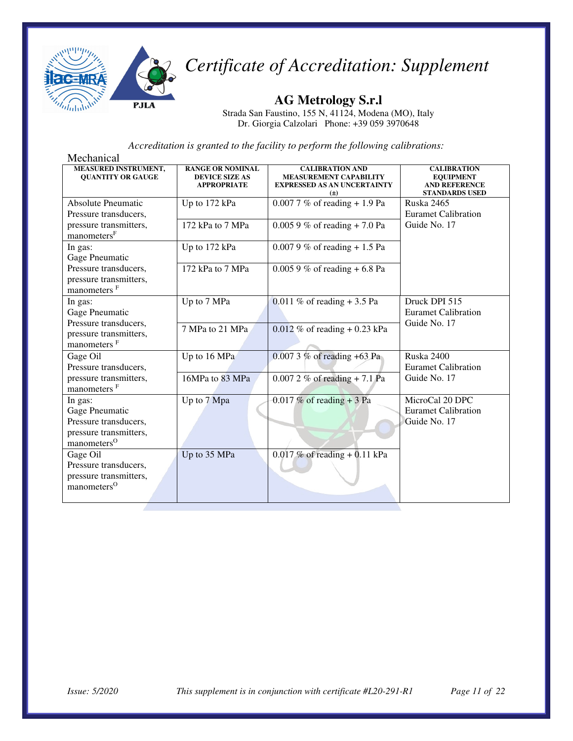# *Certificate of Accreditation: Supplement*

## AG Metrology S.r.l

Strada San Faustino, 155 N, 41124, Modena (MO), Italy
Dr. Giorgia Calzolari Phone: +39 059 3970648

*Accreditation is granted to the facility to perform the following calibrations:*

Mechanical

| MEASURED INSTRUMENT, QUANTITY OR GAUGE | RANGE OR NOMINAL DEVICE SIZE AS APPROPRIATE | CALIBRATION AND MEASUREMENT CAPABILITY EXPRESSED AS AN UNCERTAINTY (±) | CALIBRATION EQUIPMENT AND REFERENCE STANDARDS USED |
|---|---|---|---|
| Absolute Pneumatic Pressure transducers, pressure transmitters, manometers[F] | Up to 172 kPa | 0.007 7 % of reading + 1.9 Pa | Ruska 2465 Euramet Calibration Guide No. 17 |
| | 172 kPa to 7 MPa | 0.005 9 % of reading + 7.0 Pa | |
| In gas: Gage Pneumatic Pressure transducers, pressure transmitters, manometers [F] | Up to 172 kPa | 0.007 9 % of reading + 1.5 Pa | |
| | 172 kPa to 7 MPa | 0.005 9 % of reading + 6.8 Pa | |
| In gas: Gage Pneumatic Pressure transducers, pressure transmitters, manometers [F] | Up to 7 MPa | 0.011 % of reading + 3.5 Pa | Druck DPI 515 Euramet Calibration Guide No. 17 |
| | 7 MPa to 21 MPa | 0.012 % of reading + 0.23 kPa | |
| Gage Oil Pressure transducers, pressure transmitters, manometers [F] | Up to 16 MPa | 0.007 3 % of reading +63 Pa | Ruska 2400 Euramet Calibration Guide No. 17 |
| | 16MPa to 83 MPa | 0.007 2 % of reading + 7.1 Pa | |
| In gas: Gage Pneumatic Pressure transducers, pressure transmitters, manometers[O] | Up to 7 Mpa | 0.017 % of reading + 3 Pa | MicroCal 20 DPC Euramet Calibration Guide No. 17 |
| Gage Oil Pressure transducers, pressure transmitters, manometers[O] | Up to 35 MPa | 0.017 % of reading + 0.11 kPa | |

*Issue: 5/2020* *This supplement is in conjunction with certificate #L20-291-R1*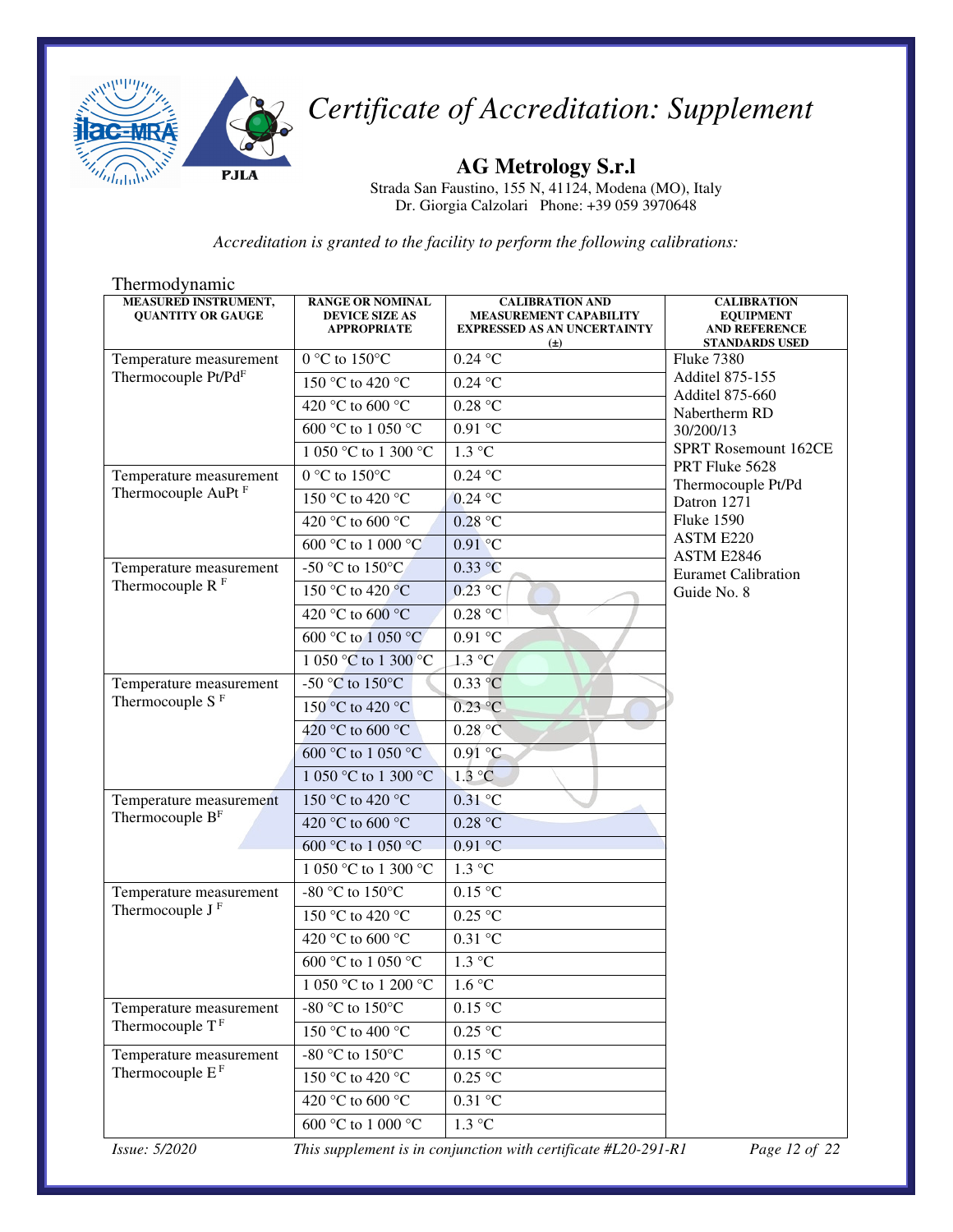# *Certificate of Accreditation: Supplement*

**AG Metrology S.r.l**

Strada San Faustino, 155 N, 41124, Modena (MO), Italy
Dr. Giorgia Calzolari Phone: +39 059 3970648

*Accreditation is granted to the facility to perform the following calibrations:*

Thermodynamic

| MEASURED INSTRUMENT, QUANTITY OR GAUGE | RANGE OR NOMINAL DEVICE SIZE AS APPROPRIATE | CALIBRATION AND MEASUREMENT CAPABILITY EXPRESSED AS AN UNCERTAINTY (±) | CALIBRATION EQUIPMENT AND REFERENCE STANDARDS USED |
|---|---|---|---|
| Temperature measurement Thermocouple Pt/Pd[F] | 0 °C to 150°C | 0.24 °C | Fluke 7380<br>Additel 875-155<br>Additel 875-660<br>Nabertherm RD 30/200/13<br>SPRT Rosemount 162CE<br>PRT Fluke 5628<br>Thermocouple Pt/Pd<br>Datron 1271<br>Fluke 1590<br>ASTM E220<br>ASTM E2846<br>Euramet Calibration Guide No. 8 |
| | 150 °C to 420 °C | 0.24 °C | |
| | 420 °C to 600 °C | 0.28 °C | |
| | 600 °C to 1 050 °C | 0.91 °C | |
| | 1 050 °C to 1 300 °C | 1.3 °C | |
| Temperature measurement Thermocouple AuPt [F] | 0 °C to 150°C | 0.24 °C | |
| | 150 °C to 420 °C | 0.24 °C | |
| | 420 °C to 600 °C | 0.28 °C | |
| | 600 °C to 1 000 °C | 0.91 °C | |
| Temperature measurement Thermocouple R [F] | -50 °C to 150°C | 0.33 °C | |
| | 150 °C to 420 °C | 0.23 °C | |
| | 420 °C to 600 °C | 0.28 °C | |
| | 600 °C to 1 050 °C | 0.91 °C | |
| | 1 050 °C to 1 300 °C | 1.3 °C | |
| Temperature measurement Thermocouple S [F] | -50 °C to 150°C | 0.33 °C | |
| | 150 °C to 420 °C | 0.23 °C | |
| | 420 °C to 600 °C | 0.28 °C | |
| | 600 °C to 1 050 °C | 0.91 °C | |
| | 1 050 °C to 1 300 °C | 1.3 °C | |
| Temperature measurement Thermocouple B[F] | 150 °C to 420 °C | 0.31 °C | |
| | 420 °C to 600 °C | 0.28 °C | |
| | 600 °C to 1 050 °C | 0.91 °C | |
| | 1 050 °C to 1 300 °C | 1.3 °C | |
| Temperature measurement Thermocouple J [F] | -80 °C to 150°C | 0.15 °C | |
| | 150 °C to 420 °C | 0.25 °C | |
| | 420 °C to 600 °C | 0.31 °C | |
| | 600 °C to 1 050 °C | 1.3 °C | |
| | 1 050 °C to 1 200 °C | 1.6 °C | |
| Temperature measurement Thermocouple T [F] | -80 °C to 150°C | 0.15 °C | |
| | 150 °C to 400 °C | 0.25 °C | |
| Temperature measurement Thermocouple E [F] | -80 °C to 150°C | 0.15 °C | |
| | 150 °C to 420 °C | 0.25 °C | |
| | 420 °C to 600 °C | 0.31 °C | |
| | 600 °C to 1 000 °C | 1.3 °C | |

*Issue: 5/2020* *This supplement is in conjunction with certificate #L20-291-R1*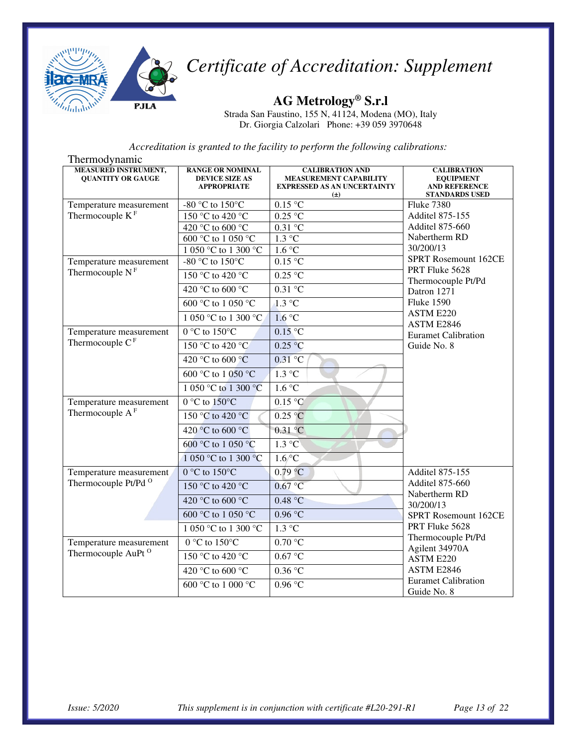# *Certificate of Accreditation: Supplement*

**AG Metrology® S.r.l**

Strada San Faustino, 155 N, 41124, Modena (MO), Italy
Dr. Giorgia Calzolari Phone: +39 059 3970648

*Accreditation is granted to the facility to perform the following calibrations:*

Thermodynamic

| MEASURED INSTRUMENT, QUANTITY OR GAUGE | RANGE OR NOMINAL DEVICE SIZE AS APPROPRIATE | CALIBRATION AND MEASUREMENT CAPABILITY EXPRESSED AS AN UNCERTAINTY (±) | CALIBRATION EQUIPMENT AND REFERENCE STANDARDS USED |
|---|---|---|---|
| Temperature measurement Thermocouple K [F] | -80 °C to 150°C | 0.15 °C | Fluke 7380<br>Additel 875-155<br>Additel 875-660<br>Nabertherm RD 30/200/13<br>SPRT Rosemount 162CE<br>PRT Fluke 5628<br>Thermocouple Pt/Pd<br>Datron 1271<br>Fluke 1590<br>ASTM E220<br>ASTM E2846<br>Euramet Calibration Guide No. 8 |
| | 150 °C to 420 °C | 0.25 °C | |
| | 420 °C to 600 °C | 0.31 °C | |
| | 600 °C to 1 050 °C | 1.3 °C | |
| | 1 050 °C to 1 300 °C | 1.6 °C | |
| Temperature measurement Thermocouple N [F] | -80 °C to 150°C | 0.15 °C | |
| | 150 °C to 420 °C | 0.25 °C | |
| | 420 °C to 600 °C | 0.31 °C | |
| | 600 °C to 1 050 °C | 1.3 °C | |
| | 1 050 °C to 1 300 °C | 1.6 °C | |
| Temperature measurement Thermocouple C [F] | 0 °C to 150°C | 0.15 °C | |
| | 150 °C to 420 °C | 0.25 °C | |
| | 420 °C to 600 °C | 0.31 °C | |
| | 600 °C to 1 050 °C | 1.3 °C | |
| | 1 050 °C to 1 300 °C | 1.6 °C | |
| Temperature measurement Thermocouple A [F] | 0 °C to 150°C | 0.15 °C | |
| | 150 °C to 420 °C | 0.25 °C | |
| | 420 °C to 600 °C | 0.31 °C | |
| | 600 °C to 1 050 °C | 1.3 °C | |
| | 1 050 °C to 1 300 °C | 1.6 °C | |
| Temperature measurement Thermocouple Pt/Pd [O] | 0 °C to 150°C | 0.79 °C | Additel 875-155<br>Additel 875-660<br>Nabertherm RD 30/200/13<br>SPRT Rosemount 162CE<br>PRT Fluke 5628<br>Thermocouple Pt/Pd<br>Agilent 34970A<br>ASTM E220<br>ASTM E2846<br>Euramet Calibration Guide No. 8 |
| | 150 °C to 420 °C | 0.67 °C | |
| | 420 °C to 600 °C | 0.48 °C | |
| | 600 °C to 1 050 °C | 0.96 °C | |
| | 1 050 °C to 1 300 °C | 1.3 °C | |
| Temperature measurement Thermocouple AuPt [O] | 0 °C to 150°C | 0.70 °C | |
| | 150 °C to 420 °C | 0.67 °C | |
| | 420 °C to 600 °C | 0.36 °C | |
| | 600 °C to 1 000 °C | 0.96 °C | |

*Issue: 5/2020* *This supplement is in conjunction with certificate #L20-291-R1*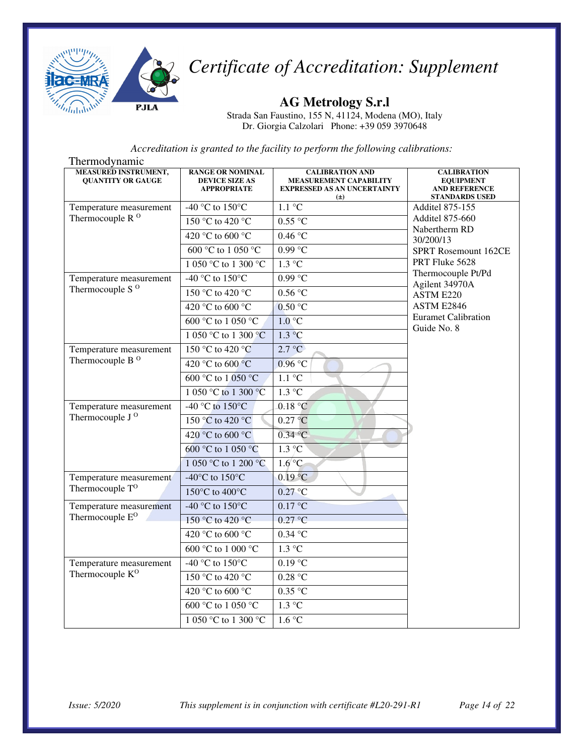# Certificate of Accreditation: Supplement

## AG Metrology S.r.l

Strada San Faustino, 155 N, 41124, Modena (MO), Italy
Dr. Giorgia Calzolari Phone: +39 059 3970648

*Accreditation is granted to the facility to perform the following calibrations:*

Thermodynamic

| MEASURED INSTRUMENT, QUANTITY OR GAUGE | RANGE OR NOMINAL DEVICE SIZE AS APPROPRIATE | CALIBRATION AND MEASUREMENT CAPABILITY EXPRESSED AS AN UNCERTAINTY (±) | CALIBRATION EQUIPMENT AND REFERENCE STANDARDS USED |
|---|---|---|---|
| Temperature measurement Thermocouple R [O] | -40 °C to 150°C | 1.1 °C | Additel 875-155<br>Additel 875-660<br>Nabertherm RD 30/200/13<br>SPRT Rosemount 162CE<br>PRT Fluke 5628<br>Thermocouple Pt/Pd<br>Agilent 34970A<br>ASTM E220<br>ASTM E2846<br>Euramet Calibration Guide No. 8 |
| | 150 °C to 420 °C | 0.55 °C | |
| | 420 °C to 600 °C | 0.46 °C | |
| | 600 °C to 1 050 °C | 0.99 °C | |
| | 1 050 °C to 1 300 °C | 1.3 °C | |
| Temperature measurement Thermocouple S [O] | -40 °C to 150°C | 0.99 °C | |
| | 150 °C to 420 °C | 0.56 °C | |
| | 420 °C to 600 °C | 0.50 °C | |
| | 600 °C to 1 050 °C | 1.0 °C | |
| | 1 050 °C to 1 300 °C | 1.3 °C | |
| Temperature measurement Thermocouple B [O] | 150 °C to 420 °C | 2.7 °C | |
| | 420 °C to 600 °C | 0.96 °C | |
| | 600 °C to 1 050 °C | 1.1 °C | |
| | 1 050 °C to 1 300 °C | 1.3 °C | |
| Temperature measurement Thermocouple J [O] | -40 °C to 150°C | 0.18 °C | |
| | 150 °C to 420 °C | 0.27 °C | |
| | 420 °C to 600 °C | 0.34 °C | |
| | 600 °C to 1 050 °C | 1.3 °C | |
| | 1 050 °C to 1 200 °C | 1.6 °C | |
| Temperature measurement Thermocouple T[O] | -40°C to 150°C | 0.19 °C | |
| | 150°C to 400°C | 0.27 °C | |
| Temperature measurement Thermocouple E[O] | -40 °C to 150°C | 0.17 °C | |
| | 150 °C to 420 °C | 0.27 °C | |
| | 420 °C to 600 °C | 0.34 °C | |
| | 600 °C to 1 000 °C | 1.3 °C | |
| Temperature measurement Thermocouple K[O] | -40 °C to 150°C | 0.19 °C | |
| | 150 °C to 420 °C | 0.28 °C | |
| | 420 °C to 600 °C | 0.35 °C | |
| | 600 °C to 1 050 °C | 1.3 °C | |
| | 1 050 °C to 1 300 °C | 1.6 °C | |

*Issue: 5/2020* *This supplement is in conjunction with certificate #L20-291-R1*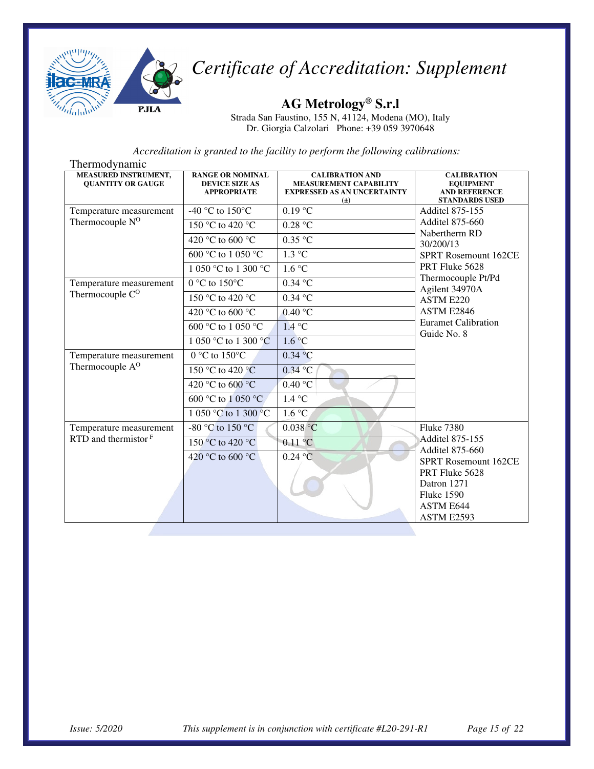# *Certificate of Accreditation: Supplement*

## AG Metrology® S.r.l

Strada San Faustino, 155 N, 41124, Modena (MO), Italy
Dr. Giorgia Calzolari Phone: +39 059 3970648

*Accreditation is granted to the facility to perform the following calibrations:*

Thermodynamic

| MEASURED INSTRUMENT, QUANTITY OR GAUGE | RANGE OR NOMINAL DEVICE SIZE AS APPROPRIATE | CALIBRATION AND MEASUREMENT CAPABILITY EXPRESSED AS AN UNCERTAINTY (±) | CALIBRATION EQUIPMENT AND REFERENCE STANDARDS USED |
|---|---|---|---|
| Temperature measurement Thermocouple N[O] | -40 °C to 150°C | 0.19 °C | Additel 875-155<br>Additel 875-660<br>Nabertherm RD 30/200/13<br>SPRT Rosemount 162CE<br>PRT Fluke 5628<br>Thermocouple Pt/Pd<br>Agilent 34970A<br>ASTM E220<br>ASTM E2846<br>Euramet Calibration Guide No. 8 |
| | 150 °C to 420 °C | 0.28 °C | |
| | 420 °C to 600 °C | 0.35 °C | |
| | 600 °C to 1 050 °C | 1.3 °C | |
| | 1 050 °C to 1 300 °C | 1.6 °C | |
| Temperature measurement Thermocouple C[O] | 0 °C to 150°C | 0.34 °C | |
| | 150 °C to 420 °C | 0.34 °C | |
| | 420 °C to 600 °C | 0.40 °C | |
| | 600 °C to 1 050 °C | 1.4 °C | |
| | 1 050 °C to 1 300 °C | 1.6 °C | |
| Temperature measurement Thermocouple A[O] | 0 °C to 150°C | 0.34 °C | |
| | 150 °C to 420 °C | 0.34 °C | |
| | 420 °C to 600 °C | 0.40 °C | |
| | 600 °C to 1 050 °C | 1.4 °C | |
| | 1 050 °C to 1 300 °C | 1.6 °C | |
| Temperature measurement RTD and thermistor[F] | -80 °C to 150 °C | 0.038 °C | Fluke 7380<br>Additel 875-155<br>Additel 875-660<br>SPRT Rosemount 162CE<br>PRT Fluke 5628<br>Datron 1271<br>Fluke 1590<br>ASTM E644<br>ASTM E2593 |
| | 150 °C to 420 °C | 0.11 °C | |
| | 420 °C to 600 °C | 0.24 °C | |

*Issue: 5/2020* *This supplement is in conjunction with certificate #L20-291-R1*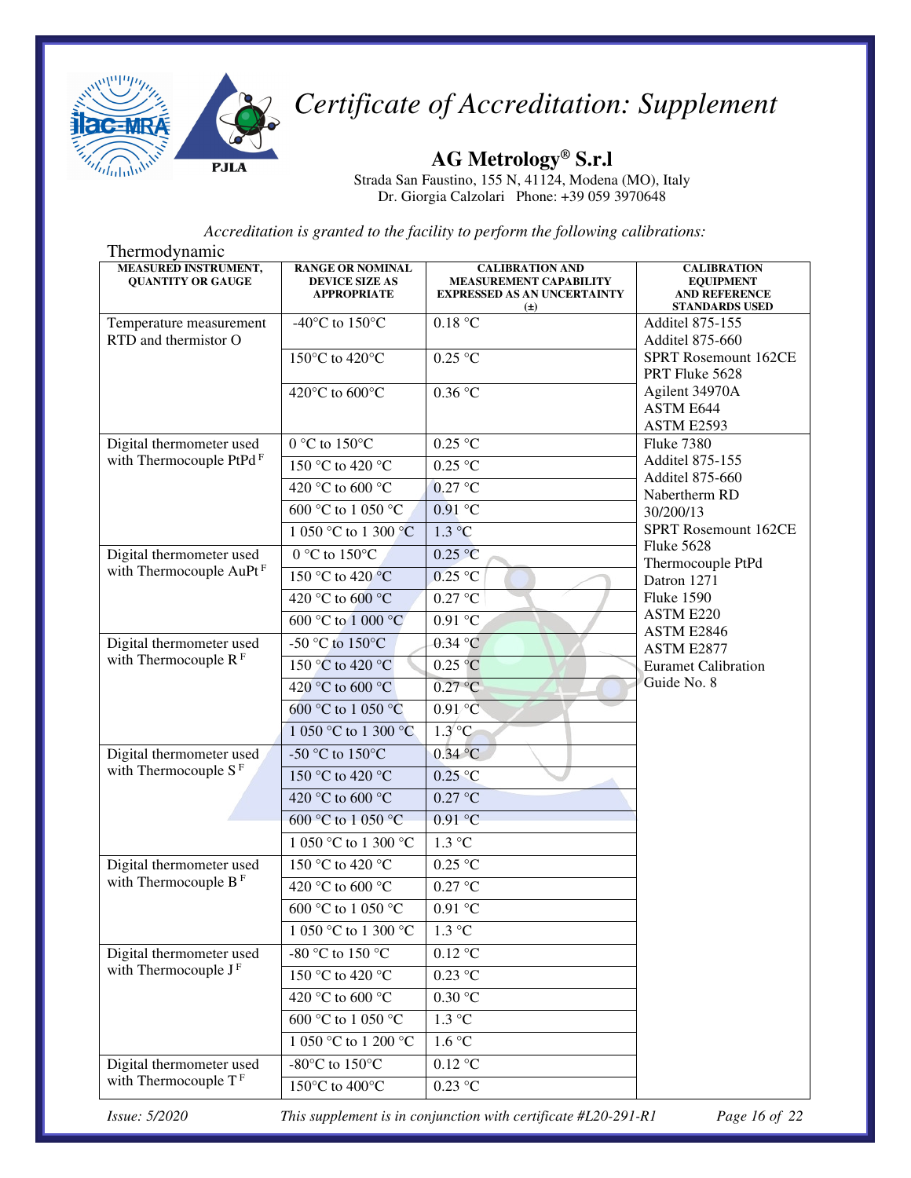# *Certificate of Accreditation: Supplement*

## AG Metrology® S.r.l

Strada San Faustino, 155 N, 41124, Modena (MO), Italy
Dr. Giorgia Calzolari Phone: +39 059 3970648

*Accreditation is granted to the facility to perform the following calibrations:*

Thermodynamic

| MEASURED INSTRUMENT, QUANTITY OR GAUGE | RANGE OR NOMINAL DEVICE SIZE AS APPROPRIATE | CALIBRATION AND MEASUREMENT CAPABILITY EXPRESSED AS AN UNCERTAINTY (±) | CALIBRATION EQUIPMENT AND REFERENCE STANDARDS USED |
|---|---|---|---|
| Temperature measurement RTD and thermistor O | -40°C to 150°C | 0.18 °C | Additel 875-155<br>Additel 875-660<br>SPRT Rosemount 162CE<br>PRT Fluke 5628<br>Agilent 34970A<br>ASTM E644<br>ASTM E2593 |
| | 150°C to 420°C | 0.25 °C | |
| | 420°C to 600°C | 0.36 °C | |
| Digital thermometer used with Thermocouple PtPd F | 0 °C to 150°C | 0.25 °C | Fluke 7380<br>Additel 875-155<br>Additel 875-660<br>Nabertherm RD 30/200/13<br>SPRT Rosemount 162CE<br>Fluke 5628<br>Thermocouple PtPd<br>Datron 1271<br>Fluke 1590<br>ASTM E220<br>ASTM E2846<br>ASTM E2877<br>Euramet Calibration Guide No. 8 |
| | 150 °C to 420 °C | 0.25 °C | |
| | 420 °C to 600 °C | 0.27 °C | |
| | 600 °C to 1 050 °C | 0.91 °C | |
| | 1 050 °C to 1 300 °C | 1.3 °C | |
| Digital thermometer used with Thermocouple AuPt F | 0 °C to 150°C | 0.25 °C | |
| | 150 °C to 420 °C | 0.25 °C | |
| | 420 °C to 600 °C | 0.27 °C | |
| | 600 °C to 1 000 °C | 0.91 °C | |
| Digital thermometer used with Thermocouple R F | -50 °C to 150°C | 0.34 °C | |
| | 150 °C to 420 °C | 0.25 °C | |
| | 420 °C to 600 °C | 0.27 °C | |
| | 600 °C to 1 050 °C | 0.91 °C | |
| | 1 050 °C to 1 300 °C | 1.3 °C | |
| Digital thermometer used with Thermocouple S F | -50 °C to 150°C | 0.34 °C | |
| | 150 °C to 420 °C | 0.25 °C | |
| | 420 °C to 600 °C | 0.27 °C | |
| | 600 °C to 1 050 °C | 0.91 °C | |
| | 1 050 °C to 1 300 °C | 1.3 °C | |
| Digital thermometer used with Thermocouple B F | 150 °C to 420 °C | 0.25 °C | |
| | 420 °C to 600 °C | 0.27 °C | |
| | 600 °C to 1 050 °C | 0.91 °C | |
| | 1 050 °C to 1 300 °C | 1.3 °C | |
| Digital thermometer used with Thermocouple J F | -80 °C to 150 °C | 0.12 °C | |
| | 150 °C to 420 °C | 0.23 °C | |
| | 420 °C to 600 °C | 0.30 °C | |
| | 600 °C to 1 050 °C | 1.3 °C | |
| | 1 050 °C to 1 200 °C | 1.6 °C | |
| Digital thermometer used with Thermocouple T F | -80°C to 150°C | 0.12 °C | |
| | 150°C to 400°C | 0.23 °C | |

*Issue: 5/2020* *This supplement is in conjunction with certificate #L20-291-R1*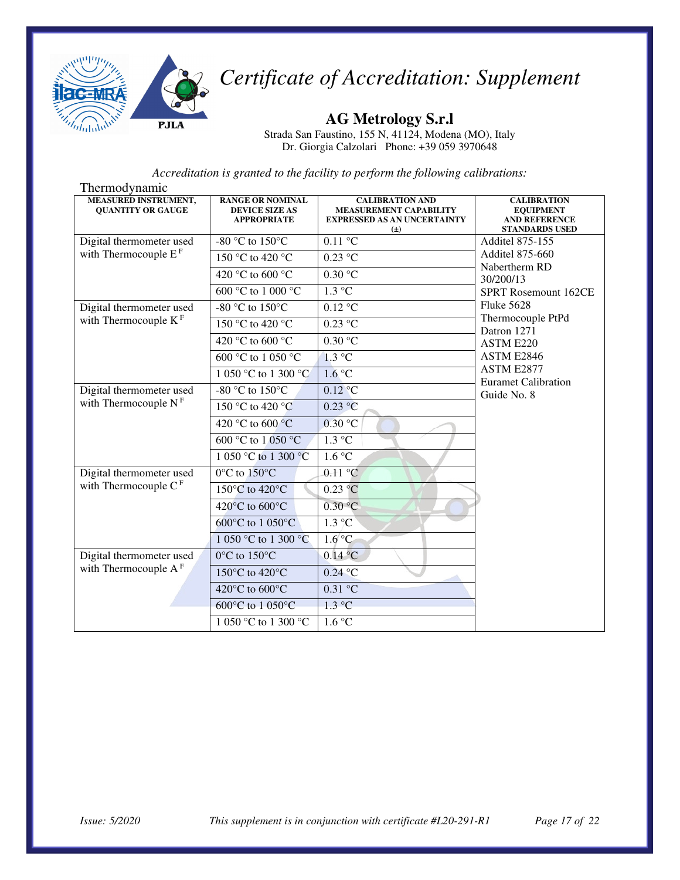# Certificate of Accreditation: Supplement

## AG Metrology S.r.l

Strada San Faustino, 155 N, 41124, Modena (MO), Italy
Dr. Giorgia Calzolari Phone: +39 059 3970648

*Accreditation is granted to the facility to perform the following calibrations:*

Thermodynamic

| MEASURED INSTRUMENT, QUANTITY OR GAUGE | RANGE OR NOMINAL DEVICE SIZE AS APPROPRIATE | CALIBRATION AND MEASUREMENT CAPABILITY EXPRESSED AS AN UNCERTAINTY (±) | CALIBRATION EQUIPMENT AND REFERENCE STANDARDS USED |
|---|---|---|---|
| Digital thermometer used with Thermocouple E [F] | -80 °C to 150°C | 0.11 °C | Additel 875-155<br>Additel 875-660<br>Nabertherm RD 30/200/13<br>SPRT Rosemount 162CE<br>Fluke 5628<br>Thermocouple PtPd<br>Datron 1271<br>ASTM E220<br>ASTM E2846<br>ASTM E2877<br>Euramet Calibration Guide No. 8 |
| | 150 °C to 420 °C | 0.23 °C | |
| | 420 °C to 600 °C | 0.30 °C | |
| | 600 °C to 1 000 °C | 1.3 °C | |
| Digital thermometer used with Thermocouple K [F] | -80 °C to 150°C | 0.12 °C | |
| | 150 °C to 420 °C | 0.23 °C | |
| | 420 °C to 600 °C | 0.30 °C | |
| | 600 °C to 1 050 °C | 1.3 °C | |
| | 1 050 °C to 1 300 °C | 1.6 °C | |
| Digital thermometer used with Thermocouple N [F] | -80 °C to 150°C | 0.12 °C | |
| | 150 °C to 420 °C | 0.23 °C | |
| | 420 °C to 600 °C | 0.30 °C | |
| | 600 °C to 1 050 °C | 1.3 °C | |
| | 1 050 °C to 1 300 °C | 1.6 °C | |
| Digital thermometer used with Thermocouple C [F] | 0°C to 150°C | 0.11 °C | |
| | 150°C to 420°C | 0.23 °C | |
| | 420°C to 600°C | 0.30 °C | |
| | 600°C to 1 050°C | 1.3 °C | |
| | 1 050 °C to 1 300 °C | 1.6 °C | |
| Digital thermometer used with Thermocouple A [F] | 0°C to 150°C | 0.14 °C | |
| | 150°C to 420°C | 0.24 °C | |
| | 420°C to 600°C | 0.31 °C | |
| | 600°C to 1 050°C | 1.3 °C | |
| | 1 050 °C to 1 300 °C | 1.6 °C | |

*Issue: 5/2020* *This supplement is in conjunction with certificate #L20-291-R1*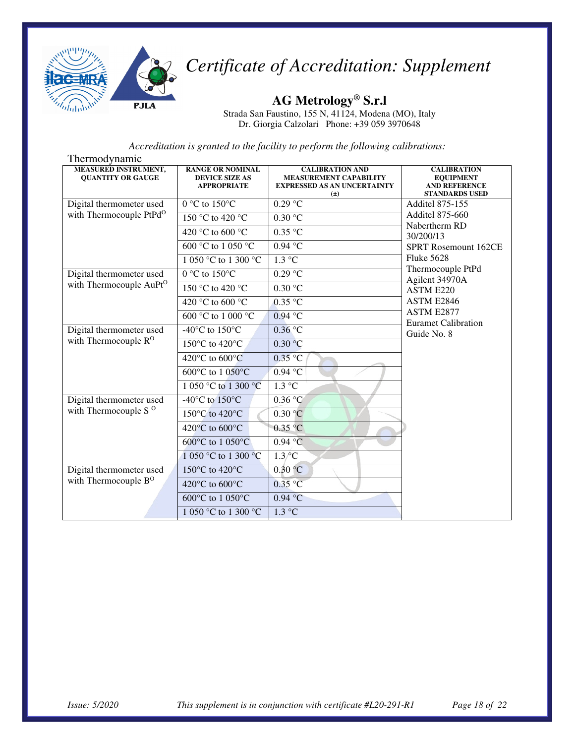# *Certificate of Accreditation: Supplement*

**AG Metrology® S.r.l**

Strada San Faustino, 155 N, 41124, Modena (MO), Italy
Dr. Giorgia Calzolari   Phone: +39 059 3970648

*Accreditation is granted to the facility to perform the following calibrations:*

Thermodynamic

| MEASURED INSTRUMENT, QUANTITY OR GAUGE | RANGE OR NOMINAL DEVICE SIZE AS APPROPRIATE | CALIBRATION AND MEASUREMENT CAPABILITY EXPRESSED AS AN UNCERTAINTY (±) | CALIBRATION EQUIPMENT AND REFERENCE STANDARDS USED |
|---|---|---|---|
| Digital thermometer used with Thermocouple PtPd[O] | 0 °C to 150°C | 0.29 °C | Additel 875-155<br>Additel 875-660<br>Nabertherm RD 30/200/13<br>SPRT Rosemount 162CE<br>Fluke 5628<br>Thermocouple PtPd<br>Agilent 34970A<br>ASTM E220<br>ASTM E2846<br>ASTM E2877<br>Euramet Calibration Guide No. 8 |
| | 150 °C to 420 °C | 0.30 °C | |
| | 420 °C to 600 °C | 0.35 °C | |
| | 600 °C to 1 050 °C | 0.94 °C | |
| | 1 050 °C to 1 300 °C | 1.3 °C | |
| Digital thermometer used with Thermocouple AuPt[O] | 0 °C to 150°C | 0.29 °C | |
| | 150 °C to 420 °C | 0.30 °C | |
| | 420 °C to 600 °C | 0.35 °C | |
| | 600 °C to 1 000 °C | 0.94 °C | |
| Digital thermometer used with Thermocouple R[O] | -40°C to 150°C | 0.36 °C | |
| | 150°C to 420°C | 0.30 °C | |
| | 420°C to 600°C | 0.35 °C | |
| | 600°C to 1 050°C | 0.94 °C | |
| | 1 050 °C to 1 300 °C | 1.3 °C | |
| Digital thermometer used with Thermocouple S [O] | -40°C to 150°C | 0.36 °C | |
| | 150°C to 420°C | 0.30 °C | |
| | 420°C to 600°C | 0.35 °C | |
| | 600°C to 1 050°C | 0.94 °C | |
| | 1 050 °C to 1 300 °C | 1.3 °C | |
| Digital thermometer used with Thermocouple B[O] | 150°C to 420°C | 0.30 °C | |
| | 420°C to 600°C | 0.35 °C | |
| | 600°C to 1 050°C | 0.94 °C | |
| | 1 050 °C to 1 300 °C | 1.3 °C | |

*Issue: 5/2020*   *This supplement is in conjunction with certificate #L20-291-R1*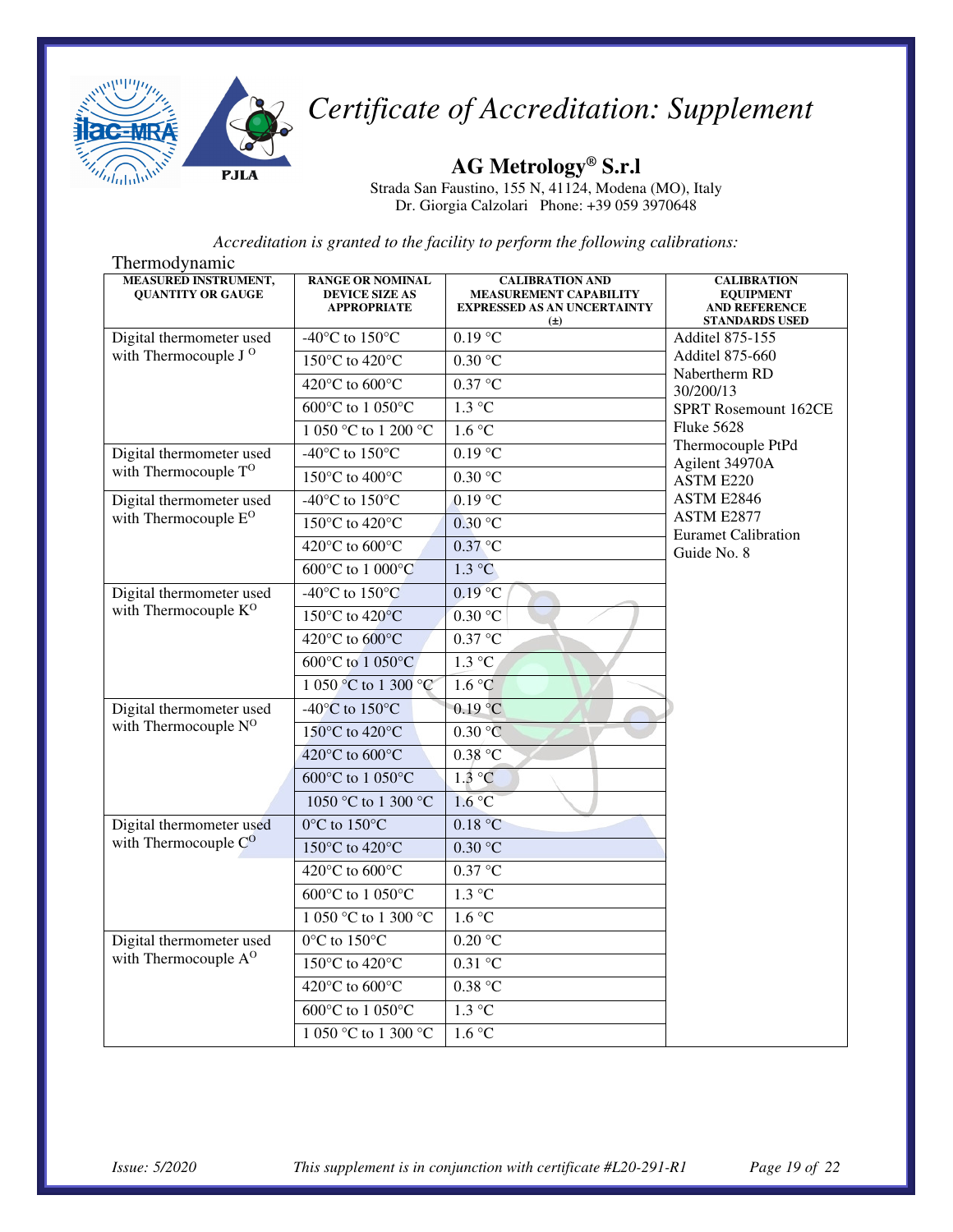# *Certificate of Accreditation: Supplement*

## AG Metrology® S.r.l

Strada San Faustino, 155 N, 41124, Modena (MO), Italy
Dr. Giorgia Calzolari Phone: +39 059 3970648

*Accreditation is granted to the facility to perform the following calibrations:*

Thermodynamic

| MEASURED INSTRUMENT, QUANTITY OR GAUGE | RANGE OR NOMINAL DEVICE SIZE AS APPROPRIATE | CALIBRATION AND MEASUREMENT CAPABILITY EXPRESSED AS AN UNCERTAINTY (±) | CALIBRATION EQUIPMENT AND REFERENCE STANDARDS USED |
|---|---|---|---|
| Digital thermometer used with Thermocouple J [O] | -40°C to 150°C | 0.19 °C | Additel 875-155<br>Additel 875-660<br>Nabertherm RD 30/200/13<br>SPRT Rosemount 162CE<br>Fluke 5628<br>Thermocouple PtPd<br>Agilent 34970A<br>ASTM E220<br>ASTM E2846<br>ASTM E2877<br>Euramet Calibration Guide No. 8 |
| | 150°C to 420°C | 0.30 °C | |
| | 420°C to 600°C | 0.37 °C | |
| | 600°C to 1 050°C | 1.3 °C | |
| | 1 050 °C to 1 200 °C | 1.6 °C | |
| Digital thermometer used with Thermocouple T[O] | -40°C to 150°C | 0.19 °C | |
| | 150°C to 400°C | 0.30 °C | |
| Digital thermometer used with Thermocouple E[O] | -40°C to 150°C | 0.19 °C | |
| | 150°C to 420°C | 0.30 °C | |
| | 420°C to 600°C | 0.37 °C | |
| | 600°C to 1 000°C | 1.3 °C | |
| Digital thermometer used with Thermocouple K[O] | -40°C to 150°C | 0.19 °C | |
| | 150°C to 420°C | 0.30 °C | |
| | 420°C to 600°C | 0.37 °C | |
| | 600°C to 1 050°C | 1.3 °C | |
| | 1 050 °C to 1 300 °C | 1.6 °C | |
| Digital thermometer used with Thermocouple N[O] | -40°C to 150°C | 0.19 °C | |
| | 150°C to 420°C | 0.30 °C | |
| | 420°C to 600°C | 0.38 °C | |
| | 600°C to 1 050°C | 1.3 °C | |
| | 1050 °C to 1 300 °C | 1.6 °C | |
| Digital thermometer used with Thermocouple C[O] | 0°C to 150°C | 0.18 °C | |
| | 150°C to 420°C | 0.30 °C | |
| | 420°C to 600°C | 0.37 °C | |
| | 600°C to 1 050°C | 1.3 °C | |
| | 1 050 °C to 1 300 °C | 1.6 °C | |
| Digital thermometer used with Thermocouple A[O] | 0°C to 150°C | 0.20 °C | |
| | 150°C to 420°C | 0.31 °C | |
| | 420°C to 600°C | 0.38 °C | |
| | 600°C to 1 050°C | 1.3 °C | |
| | 1 050 °C to 1 300 °C | 1.6 °C | |

*Issue: 5/2020* *This supplement is in conjunction with certificate #L20-291-R1*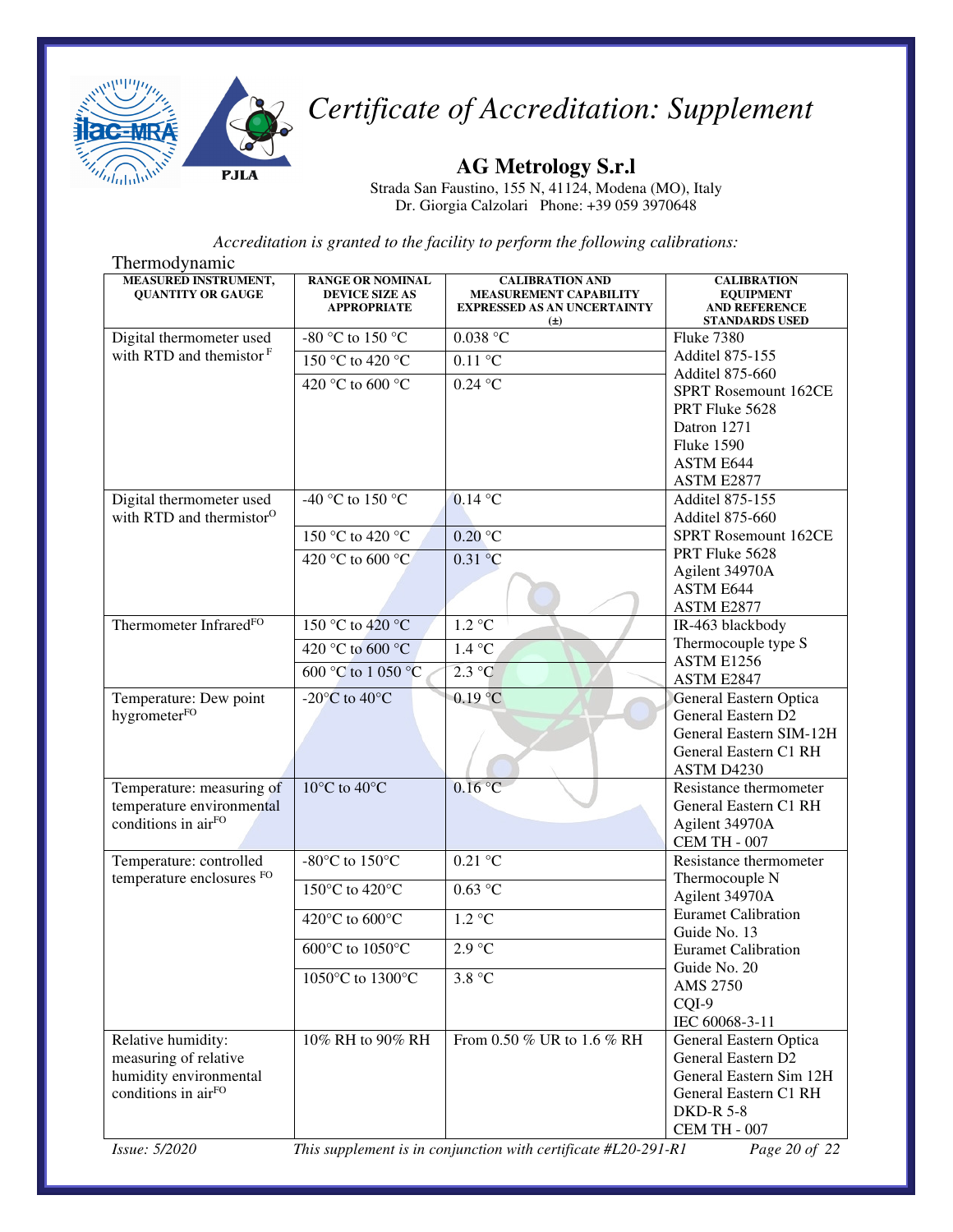# Certificate of Accreditation: Supplement

**AG Metrology S.r.l**

Strada San Faustino, 155 N, 41124, Modena (MO), Italy
Dr. Giorgia Calzolari Phone: +39 059 3970648

*Accreditation is granted to the facility to perform the following calibrations:*

Thermodynamic

| MEASURED INSTRUMENT, QUANTITY OR GAUGE | RANGE OR NOMINAL DEVICE SIZE AS APPROPRIATE | CALIBRATION AND MEASUREMENT CAPABILITY EXPRESSED AS AN UNCERTAINTY (±) | CALIBRATION EQUIPMENT AND REFERENCE STANDARDS USED |
|---|---|---|---|
| Digital thermometer used with RTD and themistor [F] | -80 °C to 150 °C | 0.038 °C | Fluke 7380 Additel 875-155 Additel 875-660 SPRT Rosemount 162CE PRT Fluke 5628 Datron 1271 Fluke 1590 ASTM E644 ASTM E2877 |
| | 150 °C to 420 °C | 0.11 °C | |
| | 420 °C to 600 °C | 0.24 °C | |
| Digital thermometer used with RTD and thermistor[O] | -40 °C to 150 °C | 0.14 °C | Additel 875-155 Additel 875-660 SPRT Rosemount 162CE PRT Fluke 5628 Agilent 34970A ASTM E644 ASTM E2877 |
| | 150 °C to 420 °C | 0.20 °C | |
| | 420 °C to 600 °C | 0.31 °C | |
| Thermometer Infrared[FO] | 150 °C to 420 °C | 1.2 °C | IR-463 blackbody Thermocouple type S ASTM E1256 ASTM E2847 |
| | 420 °C to 600 °C | 1.4 °C | |
| | 600 °C to 1 050 °C | 2.3 °C | |
| Temperature: Dew point hygrometer[FO] | -20°C to 40°C | 0.19 °C | General Eastern Optica General Eastern D2 General Eastern SIM-12H General Eastern C1 RH ASTM D4230 |
| Temperature: measuring of temperature environmental conditions in air[FO] | 10°C to 40°C | 0.16 °C | Resistance thermometer General Eastern C1 RH Agilent 34970A CEM TH - 007 |
| Temperature: controlled temperature enclosures [FO] | -80°C to 150°C | 0.21 °C | Resistance thermometer Thermocouple N Agilent 34970A Euramet Calibration Guide No. 13 Euramet Calibration Guide No. 20 AMS 2750 CQI-9 IEC 60068-3-11 |
| | 150°C to 420°C | 0.63 °C | |
| | 420°C to 600°C | 1.2 °C | |
| | 600°C to 1050°C | 2.9 °C | |
| | 1050°C to 1300°C | 3.8 °C | |
| Relative humidity: measuring of relative humidity environmental conditions in air[FO] | 10% RH to 90% RH | From 0.50 % UR to 1.6 % RH | General Eastern Optica General Eastern D2 General Eastern Sim 12H General Eastern C1 RH DKD-R 5-8 CEM TH - 007 |

*Issue: 5/2020* *This supplement is in conjunction with certificate #L20-291-R1*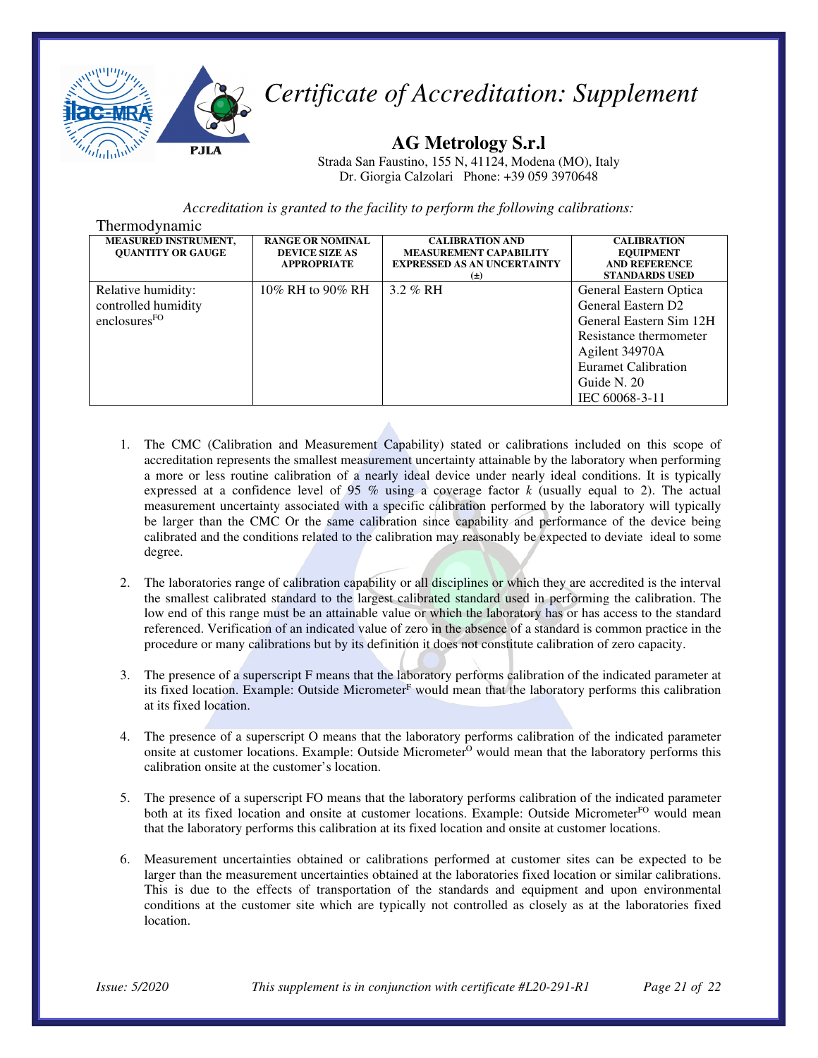# Certificate of Accreditation: Supplement

## AG Metrology S.r.l

Strada San Faustino, 155 N, 41124, Modena (MO), Italy
Dr. Giorgia Calzolari Phone: +39 059 3970648

*Accreditation is granted to the facility to perform the following calibrations:*

Thermodynamic

| MEASURED INSTRUMENT, QUANTITY OR GAUGE | RANGE OR NOMINAL DEVICE SIZE AS APPROPRIATE | CALIBRATION AND MEASUREMENT CAPABILITY EXPRESSED AS AN UNCERTAINTY (±) | CALIBRATION EQUIPMENT AND REFERENCE STANDARDS USED |
|---|---|---|---|
| Relative humidity: controlled humidity enclosures[FO] | 10% RH to 90% RH | 3.2 % RH | General Eastern Optica<br>General Eastern D2<br>General Eastern Sim 12H<br>Resistance thermometer<br>Agilent 34970A<br>Euramet Calibration Guide N. 20<br>IEC 60068-3-11 |

1. The CMC (Calibration and Measurement Capability) stated or calibrations included on this scope of accreditation represents the smallest measurement uncertainty attainable by the laboratory when performing a more or less routine calibration of a nearly ideal device under nearly ideal conditions. It is typically expressed at a confidence level of 95 % using a coverage factor $k$ (usually equal to 2). The actual measurement uncertainty associated with a specific calibration performed by the laboratory will typically be larger than the CMC Or the same calibration since capability and performance of the device being calibrated and the conditions related to the calibration may reasonably be expected to deviate ideal to some degree.

2. The laboratories range of calibration capability or all disciplines or which they are accredited is the interval the smallest calibrated standard to the largest calibrated standard used in performing the calibration. The low end of this range must be an attainable value or which the laboratory has or has access to the standard referenced. Verification of an indicated value of zero in the absence of a standard is common practice in the procedure or many calibrations but by its definition it does not constitute calibration of zero capacity.

3. The presence of a superscript F means that the laboratory performs calibration of the indicated parameter at its fixed location. Example: Outside Micrometer[F] would mean that the laboratory performs this calibration at its fixed location.

4. The presence of a superscript O means that the laboratory performs calibration of the indicated parameter onsite at customer locations. Example: Outside Micrometer[O] would mean that the laboratory performs this calibration onsite at the customer's location.

5. The presence of a superscript FO means that the laboratory performs calibration of the indicated parameter both at its fixed location and onsite at customer locations. Example: Outside Micrometer[FO] would mean that the laboratory performs this calibration at its fixed location and onsite at customer locations.

6. Measurement uncertainties obtained or calibrations performed at customer sites can be expected to be larger than the measurement uncertainties obtained at the laboratories fixed location or similar calibrations. This is due to the effects of transportation of the standards and equipment and upon environmental conditions at the customer site which are typically not controlled as closely as at the laboratories fixed location.

*Issue: 5/2020* *This supplement is in conjunction with certificate #L20-291-R1*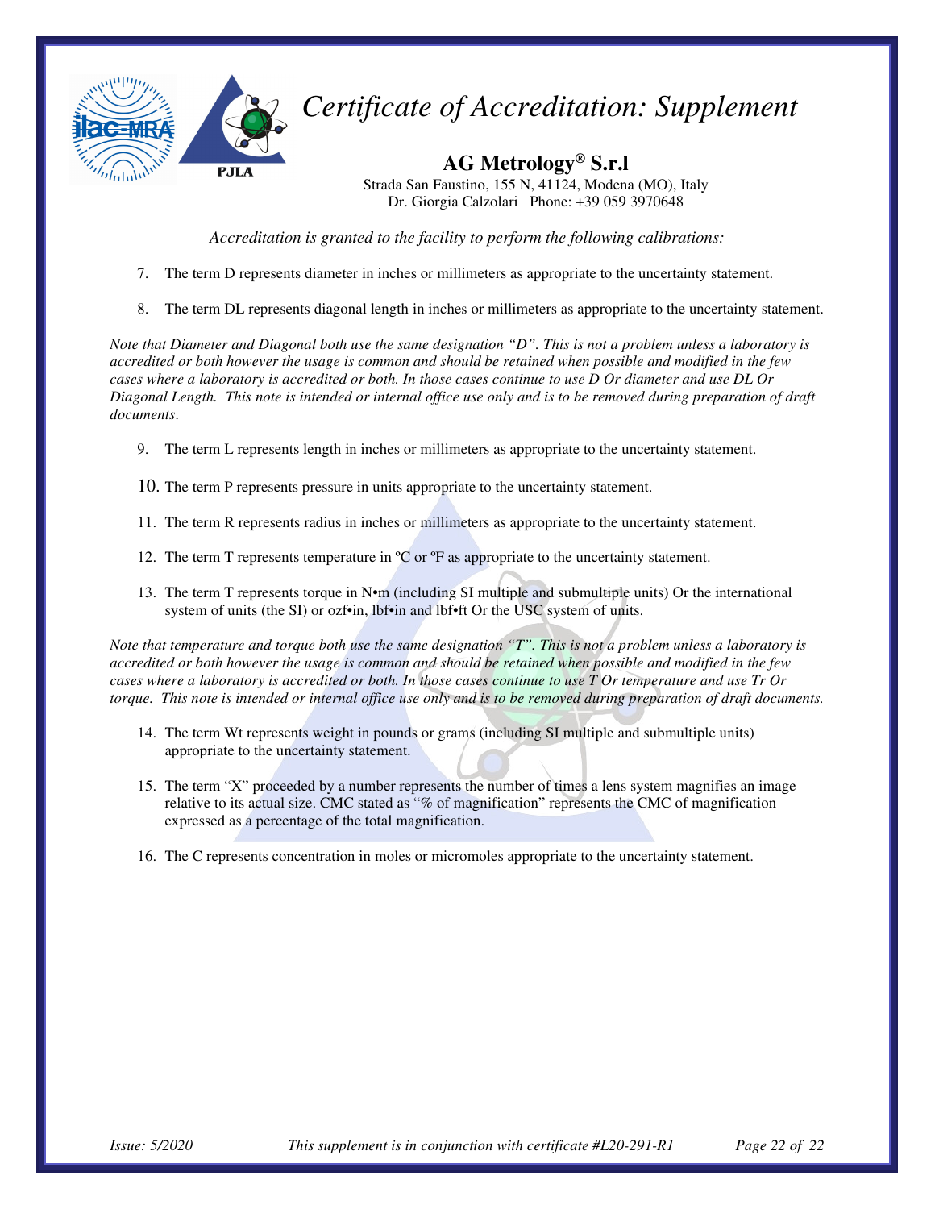# *Certificate of Accreditation: Supplement*

**AG Metrology® S.r.l**

Strada San Faustino, 155 N, 41124, Modena (MO), Italy
Dr. Giorgia Calzolari Phone: +39 059 3970648

*Accreditation is granted to the facility to perform the following calibrations:*

7. The term D represents diameter in inches or millimeters as appropriate to the uncertainty statement.

8. The term DL represents diagonal length in inches or millimeters as appropriate to the uncertainty statement.

*Note that Diameter and Diagonal both use the same designation "D". This is not a problem unless a laboratory is accredited or both however the usage is common and should be retained when possible and modified in the few cases where a laboratory is accredited or both. In those cases continue to use D Or diameter and use DL Or Diagonal Length. This note is intended or internal office use only and is to be removed during preparation of draft documents.*

9. The term L represents length in inches or millimeters as appropriate to the uncertainty statement.

10. The term P represents pressure in units appropriate to the uncertainty statement.

11. The term R represents radius in inches or millimeters as appropriate to the uncertainty statement.

12. The term T represents temperature in ºC or ºF as appropriate to the uncertainty statement.

13. The term T represents torque in N•m (including SI multiple and submultiple units) Or the international system of units (the SI) or ozf•in, lbf•in and lbf•ft Or the USC system of units.

*Note that temperature and torque both use the same designation "T". This is not a problem unless a laboratory is accredited or both however the usage is common and should be retained when possible and modified in the few cases where a laboratory is accredited or both. In those cases continue to use T Or temperature and use Tr Or torque. This note is intended or internal office use only and is to be removed during preparation of draft documents.*

14. The term Wt represents weight in pounds or grams (including SI multiple and submultiple units) appropriate to the uncertainty statement.

15. The term "X" proceeded by a number represents the number of times a lens system magnifies an image relative to its actual size. CMC stated as "% of magnification" represents the CMC of magnification expressed as a percentage of the total magnification.

16. The C represents concentration in moles or micromoles appropriate to the uncertainty statement.

*Issue: 5/2020* *This supplement is in conjunction with certificate #L20-291-R1*